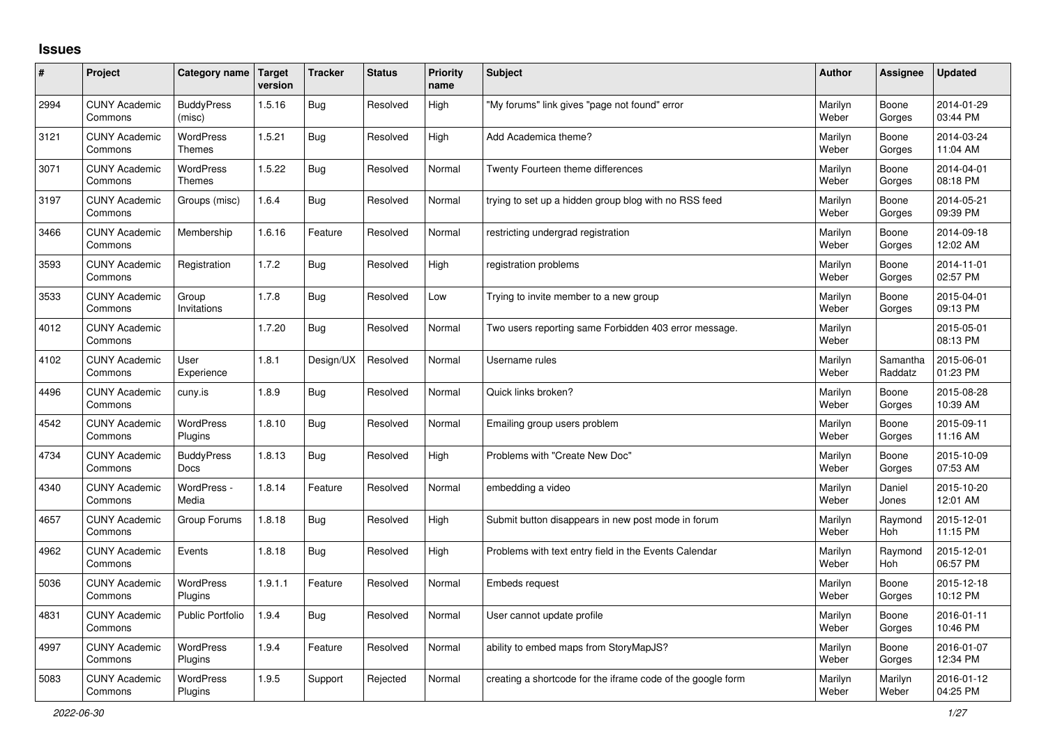# Issues

| # | Project | Category name | Target version | Tracker | Status | Priority name | Subject | Author | Assignee | Updated |
|---|---|---|---|---|---|---|---|---|---|---|
| 2994 | CUNY Academic Commons | BuddyPress (misc) | 1.5.16 | Bug | Resolved | High | "My forums" link gives "page not found" error | Marilyn Weber | Boone Gorges | 2014-01-29 03:44 PM |
| 3121 | CUNY Academic Commons | WordPress Themes | 1.5.21 | Bug | Resolved | High | Add Academica theme? | Marilyn Weber | Boone Gorges | 2014-03-24 11:04 AM |
| 3071 | CUNY Academic Commons | WordPress Themes | 1.5.22 | Bug | Resolved | Normal | Twenty Fourteen theme differences | Marilyn Weber | Boone Gorges | 2014-04-01 08:18 PM |
| 3197 | CUNY Academic Commons | Groups (misc) | 1.6.4 | Bug | Resolved | Normal | trying to set up a hidden group blog with no RSS feed | Marilyn Weber | Boone Gorges | 2014-05-21 09:39 PM |
| 3466 | CUNY Academic Commons | Membership | 1.6.16 | Feature | Resolved | Normal | restricting undergrad registration | Marilyn Weber | Boone Gorges | 2014-09-18 12:02 AM |
| 3593 | CUNY Academic Commons | Registration | 1.7.2 | Bug | Resolved | High | registration problems | Marilyn Weber | Boone Gorges | 2014-11-01 02:57 PM |
| 3533 | CUNY Academic Commons | Group Invitations | 1.7.8 | Bug | Resolved | Low | Trying to invite member to a new group | Marilyn Weber | Boone Gorges | 2015-04-01 09:13 PM |
| 4012 | CUNY Academic Commons | | 1.7.20 | Bug | Resolved | Normal | Two users reporting same Forbidden 403 error message. | Marilyn Weber | | 2015-05-01 08:13 PM |
| 4102 | CUNY Academic Commons | User Experience | 1.8.1 | Design/UX | Resolved | Normal | Username rules | Marilyn Weber | Samantha Raddatz | 2015-06-01 01:23 PM |
| 4496 | CUNY Academic Commons | cuny.is | 1.8.9 | Bug | Resolved | Normal | Quick links broken? | Marilyn Weber | Boone Gorges | 2015-08-28 10:39 AM |
| 4542 | CUNY Academic Commons | WordPress Plugins | 1.8.10 | Bug | Resolved | Normal | Emailing group users problem | Marilyn Weber | Boone Gorges | 2015-09-11 11:16 AM |
| 4734 | CUNY Academic Commons | BuddyPress Docs | 1.8.13 | Bug | Resolved | High | Problems with "Create New Doc" | Marilyn Weber | Boone Gorges | 2015-10-09 07:53 AM |
| 4340 | CUNY Academic Commons | WordPress - Media | 1.8.14 | Feature | Resolved | Normal | embedding a video | Marilyn Weber | Daniel Jones | 2015-10-20 12:01 AM |
| 4657 | CUNY Academic Commons | Group Forums | 1.8.18 | Bug | Resolved | High | Submit button disappears in new post mode in forum | Marilyn Weber | Raymond Hoh | 2015-12-01 11:15 PM |
| 4962 | CUNY Academic Commons | Events | 1.8.18 | Bug | Resolved | High | Problems with text entry field in the Events Calendar | Marilyn Weber | Raymond Hoh | 2015-12-01 06:57 PM |
| 5036 | CUNY Academic Commons | WordPress Plugins | 1.9.1.1 | Feature | Resolved | Normal | Embeds request | Marilyn Weber | Boone Gorges | 2015-12-18 10:12 PM |
| 4831 | CUNY Academic Commons | Public Portfolio | 1.9.4 | Bug | Resolved | Normal | User cannot update profile | Marilyn Weber | Boone Gorges | 2016-01-11 10:46 PM |
| 4997 | CUNY Academic Commons | WordPress Plugins | 1.9.4 | Feature | Resolved | Normal | ability to embed maps from StoryMapJS? | Marilyn Weber | Boone Gorges | 2016-01-07 12:34 PM |
| 5083 | CUNY Academic Commons | WordPress Plugins | 1.9.5 | Support | Rejected | Normal | creating a shortcode for the iframe code of the google form | Marilyn Weber | Marilyn Weber | 2016-01-12 04:25 PM |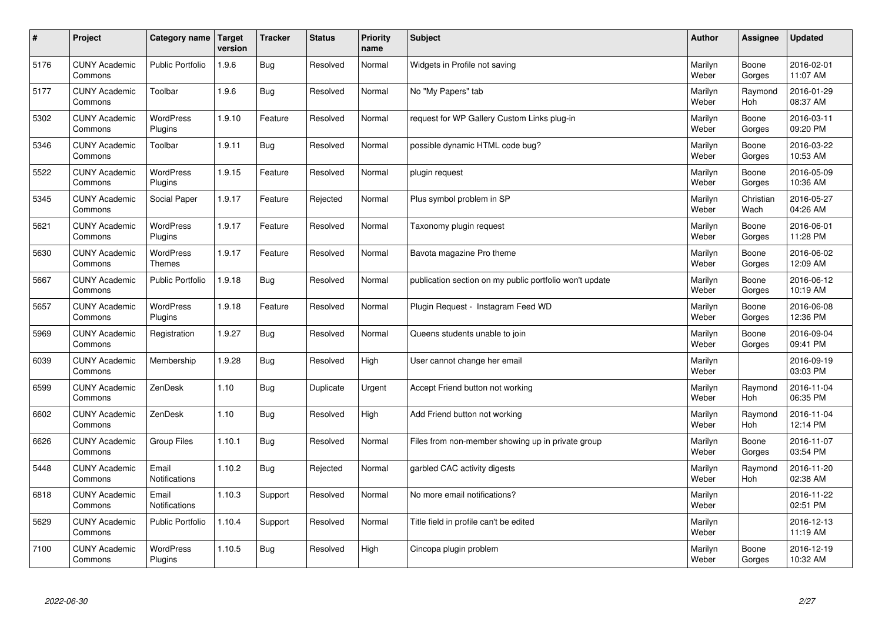| # | Project | Category name | Target version | Tracker | Status | Priority name | Subject | Author | Assignee | Updated |
|---|---|---|---|---|---|---|---|---|---|---|
| 5176 | CUNY Academic Commons | Public Portfolio | 1.9.6 | Bug | Resolved | Normal | Widgets in Profile not saving | Marilyn Weber | Boone Gorges | 2016-02-01 11:07 AM |
| 5177 | CUNY Academic Commons | Toolbar | 1.9.6 | Bug | Resolved | Normal | No "My Papers" tab | Marilyn Weber | Raymond Hoh | 2016-01-29 08:37 AM |
| 5302 | CUNY Academic Commons | WordPress Plugins | 1.9.10 | Feature | Resolved | Normal | request for WP Gallery Custom Links plug-in | Marilyn Weber | Boone Gorges | 2016-03-11 09:20 PM |
| 5346 | CUNY Academic Commons | Toolbar | 1.9.11 | Bug | Resolved | Normal | possible dynamic HTML code bug? | Marilyn Weber | Boone Gorges | 2016-03-22 10:53 AM |
| 5522 | CUNY Academic Commons | WordPress Plugins | 1.9.15 | Feature | Resolved | Normal | plugin request | Marilyn Weber | Boone Gorges | 2016-05-09 10:36 AM |
| 5345 | CUNY Academic Commons | Social Paper | 1.9.17 | Feature | Rejected | Normal | Plus symbol problem in SP | Marilyn Weber | Christian Wach | 2016-05-27 04:26 AM |
| 5621 | CUNY Academic Commons | WordPress Plugins | 1.9.17 | Feature | Resolved | Normal | Taxonomy plugin request | Marilyn Weber | Boone Gorges | 2016-06-01 11:28 PM |
| 5630 | CUNY Academic Commons | WordPress Themes | 1.9.17 | Feature | Resolved | Normal | Bavota magazine Pro theme | Marilyn Weber | Boone Gorges | 2016-06-02 12:09 AM |
| 5667 | CUNY Academic Commons | Public Portfolio | 1.9.18 | Bug | Resolved | Normal | publication section on my public portfolio won't update | Marilyn Weber | Boone Gorges | 2016-06-12 10:19 AM |
| 5657 | CUNY Academic Commons | WordPress Plugins | 1.9.18 | Feature | Resolved | Normal | Plugin Request - Instagram Feed WD | Marilyn Weber | Boone Gorges | 2016-06-08 12:36 PM |
| 5969 | CUNY Academic Commons | Registration | 1.9.27 | Bug | Resolved | Normal | Queens students unable to join | Marilyn Weber | Boone Gorges | 2016-09-04 09:41 PM |
| 6039 | CUNY Academic Commons | Membership | 1.9.28 | Bug | Resolved | High | User cannot change her email | Marilyn Weber | | 2016-09-19 03:03 PM |
| 6599 | CUNY Academic Commons | ZenDesk | 1.10 | Bug | Duplicate | Urgent | Accept Friend button not working | Marilyn Weber | Raymond Hoh | 2016-11-04 06:35 PM |
| 6602 | CUNY Academic Commons | ZenDesk | 1.10 | Bug | Resolved | High | Add Friend button not working | Marilyn Weber | Raymond Hoh | 2016-11-04 12:14 PM |
| 6626 | CUNY Academic Commons | Group Files | 1.10.1 | Bug | Resolved | Normal | Files from non-member showing up in private group | Marilyn Weber | Boone Gorges | 2016-11-07 03:54 PM |
| 5448 | CUNY Academic Commons | Email Notifications | 1.10.2 | Bug | Rejected | Normal | garbled CAC activity digests | Marilyn Weber | Raymond Hoh | 2016-11-20 02:38 AM |
| 6818 | CUNY Academic Commons | Email Notifications | 1.10.3 | Support | Resolved | Normal | No more email notifications? | Marilyn Weber | | 2016-11-22 02:51 PM |
| 5629 | CUNY Academic Commons | Public Portfolio | 1.10.4 | Support | Resolved | Normal | Title field in profile can't be edited | Marilyn Weber | | 2016-12-13 11:19 AM |
| 7100 | CUNY Academic Commons | WordPress Plugins | 1.10.5 | Bug | Resolved | High | Cincopa plugin problem | Marilyn Weber | Boone Gorges | 2016-12-19 10:32 AM |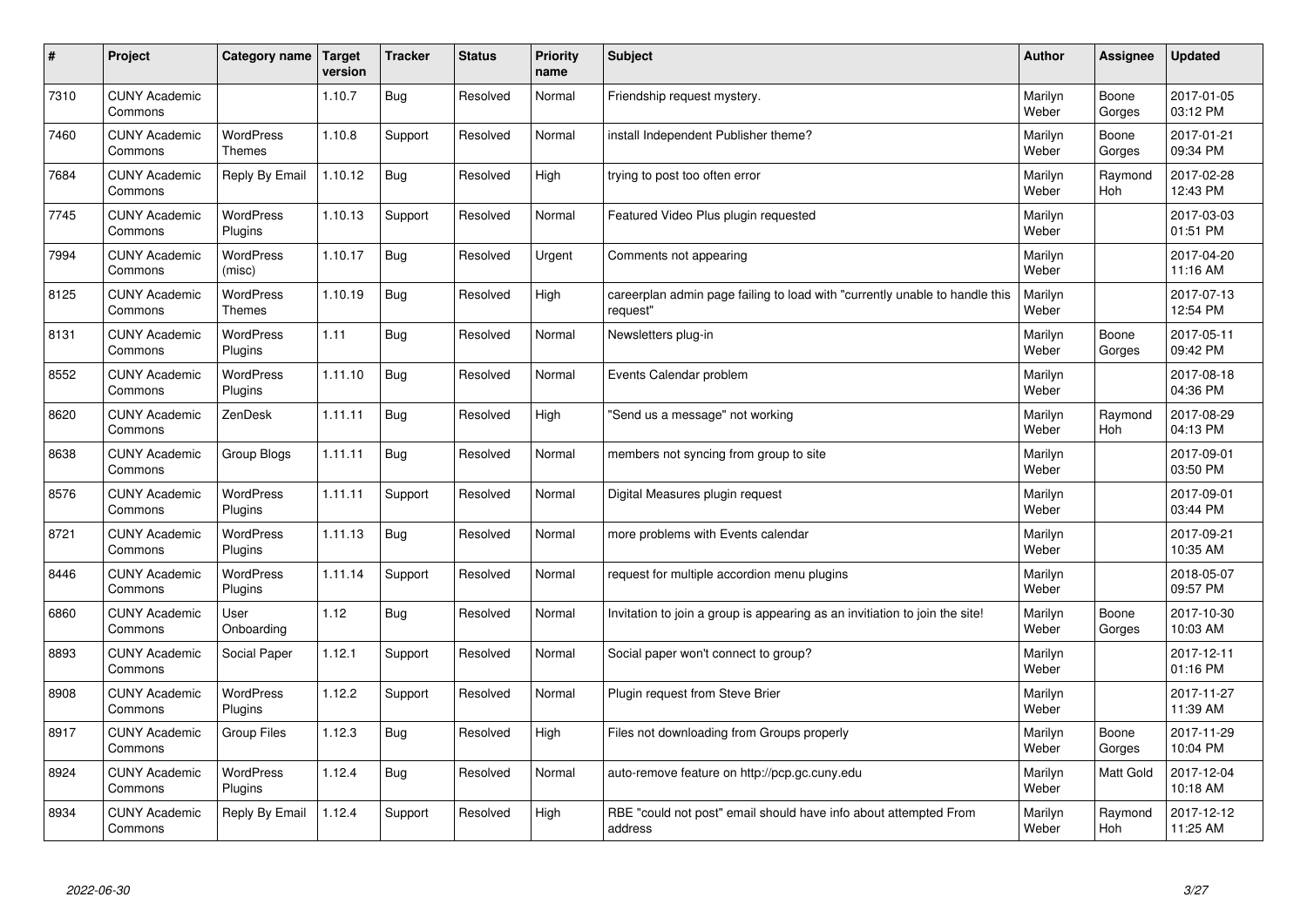| # | Project | Category name | Target version | Tracker | Status | Priority name | Subject | Author | Assignee | Updated |
|---|---|---|---|---|---|---|---|---|---|---|
| 7310 | CUNY Academic Commons | | 1.10.7 | Bug | Resolved | Normal | Friendship request mystery. | Marilyn Weber | Boone Gorges | 2017-01-05 03:12 PM |
| 7460 | CUNY Academic Commons | WordPress Themes | 1.10.8 | Support | Resolved | Normal | install Independent Publisher theme? | Marilyn Weber | Boone Gorges | 2017-01-21 09:34 PM |
| 7684 | CUNY Academic Commons | Reply By Email | 1.10.12 | Bug | Resolved | High | trying to post too often error | Marilyn Weber | Raymond Hoh | 2017-02-28 12:43 PM |
| 7745 | CUNY Academic Commons | WordPress Plugins | 1.10.13 | Support | Resolved | Normal | Featured Video Plus plugin requested | Marilyn Weber | | 2017-03-03 01:51 PM |
| 7994 | CUNY Academic Commons | WordPress (misc) | 1.10.17 | Bug | Resolved | Urgent | Comments not appearing | Marilyn Weber | | 2017-04-20 11:16 AM |
| 8125 | CUNY Academic Commons | WordPress Themes | 1.10.19 | Bug | Resolved | High | careerplan admin page failing to load with "currently unable to handle this request" | Marilyn Weber | | 2017-07-13 12:54 PM |
| 8131 | CUNY Academic Commons | WordPress Plugins | 1.11 | Bug | Resolved | Normal | Newsletters plug-in | Marilyn Weber | Boone Gorges | 2017-05-11 09:42 PM |
| 8552 | CUNY Academic Commons | WordPress Plugins | 1.11.10 | Bug | Resolved | Normal | Events Calendar problem | Marilyn Weber | | 2017-08-18 04:36 PM |
| 8620 | CUNY Academic Commons | ZenDesk | 1.11.11 | Bug | Resolved | High | "Send us a message" not working | Marilyn Weber | Raymond Hoh | 2017-08-29 04:13 PM |
| 8638 | CUNY Academic Commons | Group Blogs | 1.11.11 | Bug | Resolved | Normal | members not syncing from group to site | Marilyn Weber | | 2017-09-01 03:50 PM |
| 8576 | CUNY Academic Commons | WordPress Plugins | 1.11.11 | Support | Resolved | Normal | Digital Measures plugin request | Marilyn Weber | | 2017-09-01 03:44 PM |
| 8721 | CUNY Academic Commons | WordPress Plugins | 1.11.13 | Bug | Resolved | Normal | more problems with Events calendar | Marilyn Weber | | 2017-09-21 10:35 AM |
| 8446 | CUNY Academic Commons | WordPress Plugins | 1.11.14 | Support | Resolved | Normal | request for multiple accordion menu plugins | Marilyn Weber | | 2018-05-07 09:57 PM |
| 6860 | CUNY Academic Commons | User Onboarding | 1.12 | Bug | Resolved | Normal | Invitation to join a group is appearing as an invitiation to join the site! | Marilyn Weber | Boone Gorges | 2017-10-30 10:03 AM |
| 8893 | CUNY Academic Commons | Social Paper | 1.12.1 | Support | Resolved | Normal | Social paper won't connect to group? | Marilyn Weber | | 2017-12-11 01:16 PM |
| 8908 | CUNY Academic Commons | WordPress Plugins | 1.12.2 | Support | Resolved | Normal | Plugin request from Steve Brier | Marilyn Weber | | 2017-11-27 11:39 AM |
| 8917 | CUNY Academic Commons | Group Files | 1.12.3 | Bug | Resolved | High | Files not downloading from Groups properly | Marilyn Weber | Boone Gorges | 2017-11-29 10:04 PM |
| 8924 | CUNY Academic Commons | WordPress Plugins | 1.12.4 | Bug | Resolved | Normal | auto-remove feature on http://pcp.gc.cuny.edu | Marilyn Weber | Matt Gold | 2017-12-04 10:18 AM |
| 8934 | CUNY Academic Commons | Reply By Email | 1.12.4 | Support | Resolved | High | RBE "could not post" email should have info about attempted From address | Marilyn Weber | Raymond Hoh | 2017-12-12 11:25 AM |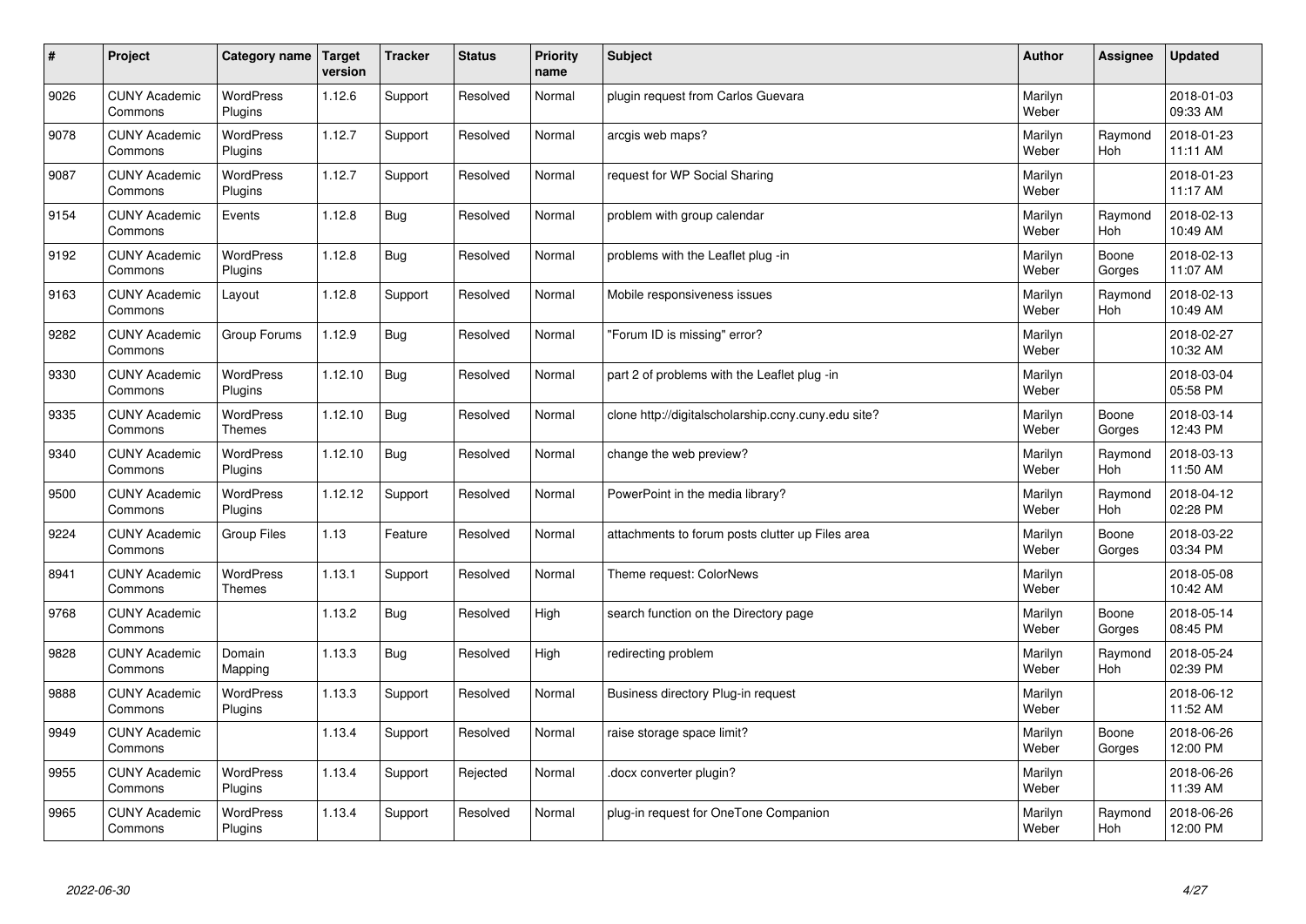| # | Project | Category name | Target version | Tracker | Status | Priority name | Subject | Author | Assignee | Updated |
|---|---|---|---|---|---|---|---|---|---|---|
| 9026 | CUNY Academic Commons | WordPress Plugins | 1.12.6 | Support | Resolved | Normal | plugin request from Carlos Guevara | Marilyn Weber | | 2018-01-03 09:33 AM |
| 9078 | CUNY Academic Commons | WordPress Plugins | 1.12.7 | Support | Resolved | Normal | arcgis web maps? | Marilyn Weber | Raymond Hoh | 2018-01-23 11:11 AM |
| 9087 | CUNY Academic Commons | WordPress Plugins | 1.12.7 | Support | Resolved | Normal | request for WP Social Sharing | Marilyn Weber | | 2018-01-23 11:17 AM |
| 9154 | CUNY Academic Commons | Events | 1.12.8 | Bug | Resolved | Normal | problem with group calendar | Marilyn Weber | Raymond Hoh | 2018-02-13 10:49 AM |
| 9192 | CUNY Academic Commons | WordPress Plugins | 1.12.8 | Bug | Resolved | Normal | problems with the Leaflet plug -in | Marilyn Weber | Boone Gorges | 2018-02-13 11:07 AM |
| 9163 | CUNY Academic Commons | Layout | 1.12.8 | Support | Resolved | Normal | Mobile responsiveness issues | Marilyn Weber | Raymond Hoh | 2018-02-13 10:49 AM |
| 9282 | CUNY Academic Commons | Group Forums | 1.12.9 | Bug | Resolved | Normal | "Forum ID is missing" error? | Marilyn Weber | | 2018-02-27 10:32 AM |
| 9330 | CUNY Academic Commons | WordPress Plugins | 1.12.10 | Bug | Resolved | Normal | part 2 of problems with the Leaflet plug -in | Marilyn Weber | | 2018-03-04 05:58 PM |
| 9335 | CUNY Academic Commons | WordPress Themes | 1.12.10 | Bug | Resolved | Normal | clone http://digitalscholarship.ccny.cuny.edu site? | Marilyn Weber | Boone Gorges | 2018-03-14 12:43 PM |
| 9340 | CUNY Academic Commons | WordPress Plugins | 1.12.10 | Bug | Resolved | Normal | change the web preview? | Marilyn Weber | Raymond Hoh | 2018-03-13 11:50 AM |
| 9500 | CUNY Academic Commons | WordPress Plugins | 1.12.12 | Support | Resolved | Normal | PowerPoint in the media library? | Marilyn Weber | Raymond Hoh | 2018-04-12 02:28 PM |
| 9224 | CUNY Academic Commons | Group Files | 1.13 | Feature | Resolved | Normal | attachments to forum posts clutter up Files area | Marilyn Weber | Boone Gorges | 2018-03-22 03:34 PM |
| 8941 | CUNY Academic Commons | WordPress Themes | 1.13.1 | Support | Resolved | Normal | Theme request: ColorNews | Marilyn Weber | | 2018-05-08 10:42 AM |
| 9768 | CUNY Academic Commons | | 1.13.2 | Bug | Resolved | High | search function on the Directory page | Marilyn Weber | Boone Gorges | 2018-05-14 08:45 PM |
| 9828 | CUNY Academic Commons | Domain Mapping | 1.13.3 | Bug | Resolved | High | redirecting problem | Marilyn Weber | Raymond Hoh | 2018-05-24 02:39 PM |
| 9888 | CUNY Academic Commons | WordPress Plugins | 1.13.3 | Support | Resolved | Normal | Business directory Plug-in request | Marilyn Weber | | 2018-06-12 11:52 AM |
| 9949 | CUNY Academic Commons | | 1.13.4 | Support | Resolved | Normal | raise storage space limit? | Marilyn Weber | Boone Gorges | 2018-06-26 12:00 PM |
| 9955 | CUNY Academic Commons | WordPress Plugins | 1.13.4 | Support | Rejected | Normal | .docx converter plugin? | Marilyn Weber | | 2018-06-26 11:39 AM |
| 9965 | CUNY Academic Commons | WordPress Plugins | 1.13.4 | Support | Resolved | Normal | plug-in request for OneTone Companion | Marilyn Weber | Raymond Hoh | 2018-06-26 12:00 PM |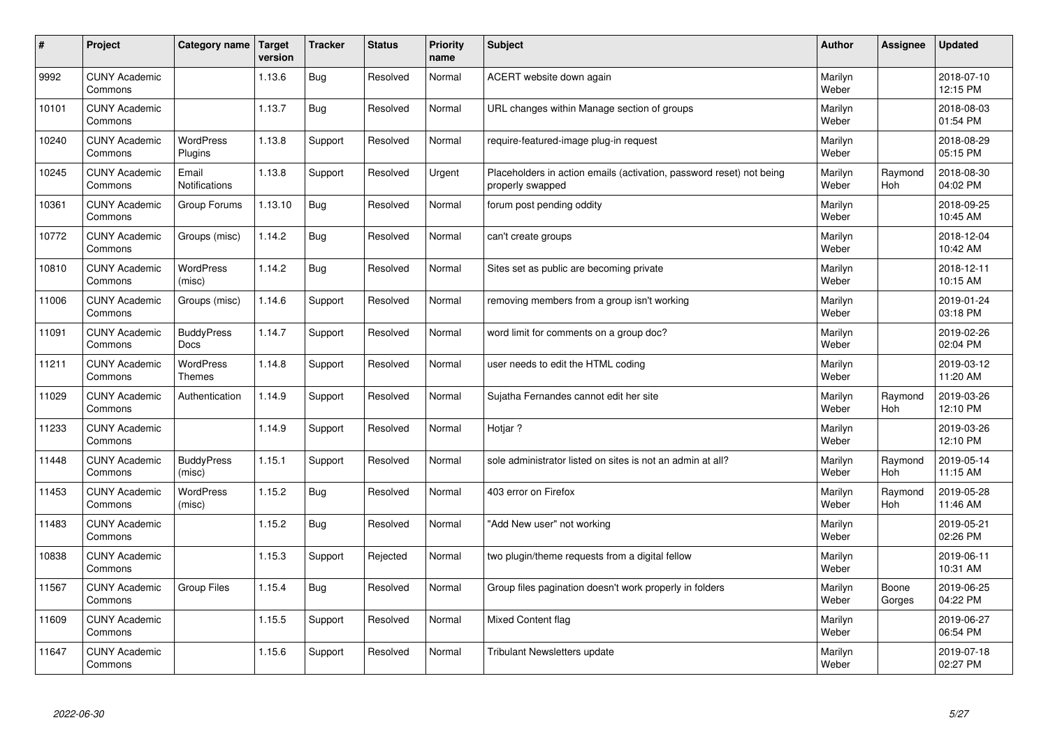| # | Project | Category name | Target version | Tracker | Status | Priority name | Subject | Author | Assignee | Updated |
|---|---|---|---|---|---|---|---|---|---|---|
| 9992 | CUNY Academic Commons | | 1.13.6 | Bug | Resolved | Normal | ACERT website down again | Marilyn Weber | | 2018-07-10 12:15 PM |
| 10101 | CUNY Academic Commons | | 1.13.7 | Bug | Resolved | Normal | URL changes within Manage section of groups | Marilyn Weber | | 2018-08-03 01:54 PM |
| 10240 | CUNY Academic Commons | WordPress Plugins | 1.13.8 | Support | Resolved | Normal | require-featured-image plug-in request | Marilyn Weber | | 2018-08-29 05:15 PM |
| 10245 | CUNY Academic Commons | Email Notifications | 1.13.8 | Support | Resolved | Urgent | Placeholders in action emails (activation, password reset) not being properly swapped | Marilyn Weber | Raymond Hoh | 2018-08-30 04:02 PM |
| 10361 | CUNY Academic Commons | Group Forums | 1.13.10 | Bug | Resolved | Normal | forum post pending oddity | Marilyn Weber | | 2018-09-25 10:45 AM |
| 10772 | CUNY Academic Commons | Groups (misc) | 1.14.2 | Bug | Resolved | Normal | can't create groups | Marilyn Weber | | 2018-12-04 10:42 AM |
| 10810 | CUNY Academic Commons | WordPress (misc) | 1.14.2 | Bug | Resolved | Normal | Sites set as public are becoming private | Marilyn Weber | | 2018-12-11 10:15 AM |
| 11006 | CUNY Academic Commons | Groups (misc) | 1.14.6 | Support | Resolved | Normal | removing members from a group isn't working | Marilyn Weber | | 2019-01-24 03:18 PM |
| 11091 | CUNY Academic Commons | BuddyPress Docs | 1.14.7 | Support | Resolved | Normal | word limit for comments on a group doc? | Marilyn Weber | | 2019-02-26 02:04 PM |
| 11211 | CUNY Academic Commons | WordPress Themes | 1.14.8 | Support | Resolved | Normal | user needs to edit the HTML coding | Marilyn Weber | | 2019-03-12 11:20 AM |
| 11029 | CUNY Academic Commons | Authentication | 1.14.9 | Support | Resolved | Normal | Sujatha Fernandes cannot edit her site | Marilyn Weber | Raymond Hoh | 2019-03-26 12:10 PM |
| 11233 | CUNY Academic Commons | | 1.14.9 | Support | Resolved | Normal | Hotjar ? | Marilyn Weber | | 2019-03-26 12:10 PM |
| 11448 | CUNY Academic Commons | BuddyPress (misc) | 1.15.1 | Support | Resolved | Normal | sole administrator listed on sites is not an admin at all? | Marilyn Weber | Raymond Hoh | 2019-05-14 11:15 AM |
| 11453 | CUNY Academic Commons | WordPress (misc) | 1.15.2 | Bug | Resolved | Normal | 403 error on Firefox | Marilyn Weber | Raymond Hoh | 2019-05-28 11:46 AM |
| 11483 | CUNY Academic Commons | | 1.15.2 | Bug | Resolved | Normal | "Add New user" not working | Marilyn Weber | | 2019-05-21 02:26 PM |
| 10838 | CUNY Academic Commons | | 1.15.3 | Support | Rejected | Normal | two plugin/theme requests from a digital fellow | Marilyn Weber | | 2019-06-11 10:31 AM |
| 11567 | CUNY Academic Commons | Group Files | 1.15.4 | Bug | Resolved | Normal | Group files pagination doesn't work properly in folders | Marilyn Weber | Boone Gorges | 2019-06-25 04:22 PM |
| 11609 | CUNY Academic Commons | | 1.15.5 | Support | Resolved | Normal | Mixed Content flag | Marilyn Weber | | 2019-06-27 06:54 PM |
| 11647 | CUNY Academic Commons | | 1.15.6 | Support | Resolved | Normal | Tribulant Newsletters update | Marilyn Weber | | 2019-07-18 02:27 PM |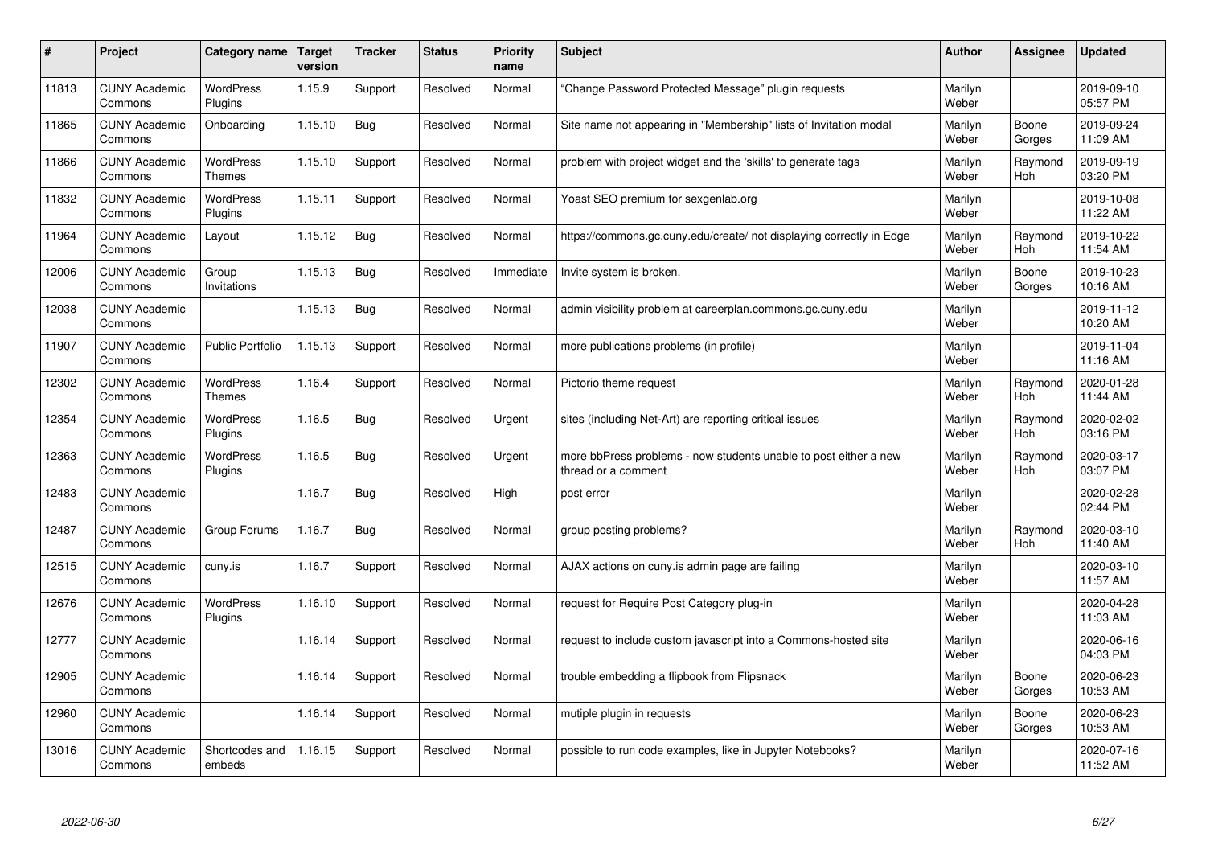| # | Project | Category name | Target version | Tracker | Status | Priority name | Subject | Author | Assignee | Updated |
|---|---|---|---|---|---|---|---|---|---|---|
| 11813 | CUNY Academic Commons | WordPress Plugins | 1.15.9 | Support | Resolved | Normal | "Change Password Protected Message" plugin requests | Marilyn Weber | | 2019-09-10 05:57 PM |
| 11865 | CUNY Academic Commons | Onboarding | 1.15.10 | Bug | Resolved | Normal | Site name not appearing in "Membership" lists of Invitation modal | Marilyn Weber | Boone Gorges | 2019-09-24 11:09 AM |
| 11866 | CUNY Academic Commons | WordPress Themes | 1.15.10 | Support | Resolved | Normal | problem with project widget and the 'skills' to generate tags | Marilyn Weber | Raymond Hoh | 2019-09-19 03:20 PM |
| 11832 | CUNY Academic Commons | WordPress Plugins | 1.15.11 | Support | Resolved | Normal | Yoast SEO premium for sexgenlab.org | Marilyn Weber | | 2019-10-08 11:22 AM |
| 11964 | CUNY Academic Commons | Layout | 1.15.12 | Bug | Resolved | Normal | https://commons.gc.cuny.edu/create/ not displaying correctly in Edge | Marilyn Weber | Raymond Hoh | 2019-10-22 11:54 AM |
| 12006 | CUNY Academic Commons | Group Invitations | 1.15.13 | Bug | Resolved | Immediate | Invite system is broken. | Marilyn Weber | Boone Gorges | 2019-10-23 10:16 AM |
| 12038 | CUNY Academic Commons | | 1.15.13 | Bug | Resolved | Normal | admin visibility problem at careerplan.commons.gc.cuny.edu | Marilyn Weber | | 2019-11-12 10:20 AM |
| 11907 | CUNY Academic Commons | Public Portfolio | 1.15.13 | Support | Resolved | Normal | more publications problems (in profile) | Marilyn Weber | | 2019-11-04 11:16 AM |
| 12302 | CUNY Academic Commons | WordPress Themes | 1.16.4 | Support | Resolved | Normal | Pictorio theme request | Marilyn Weber | Raymond Hoh | 2020-01-28 11:44 AM |
| 12354 | CUNY Academic Commons | WordPress Plugins | 1.16.5 | Bug | Resolved | Urgent | sites (including Net-Art) are reporting critical issues | Marilyn Weber | Raymond Hoh | 2020-02-02 03:16 PM |
| 12363 | CUNY Academic Commons | WordPress Plugins | 1.16.5 | Bug | Resolved | Urgent | more bbPress problems - now students unable to post either a new thread or a comment | Marilyn Weber | Raymond Hoh | 2020-03-17 03:07 PM |
| 12483 | CUNY Academic Commons | | 1.16.7 | Bug | Resolved | High | post error | Marilyn Weber | | 2020-02-28 02:44 PM |
| 12487 | CUNY Academic Commons | Group Forums | 1.16.7 | Bug | Resolved | Normal | group posting problems? | Marilyn Weber | Raymond Hoh | 2020-03-10 11:40 AM |
| 12515 | CUNY Academic Commons | cuny.is | 1.16.7 | Support | Resolved | Normal | AJAX actions on cuny.is admin page are failing | Marilyn Weber | | 2020-03-10 11:57 AM |
| 12676 | CUNY Academic Commons | WordPress Plugins | 1.16.10 | Support | Resolved | Normal | request for Require Post Category plug-in | Marilyn Weber | | 2020-04-28 11:03 AM |
| 12777 | CUNY Academic Commons | | 1.16.14 | Support | Resolved | Normal | request to include custom javascript into a Commons-hosted site | Marilyn Weber | | 2020-06-16 04:03 PM |
| 12905 | CUNY Academic Commons | | 1.16.14 | Support | Resolved | Normal | trouble embedding a flipbook from Flipsnack | Marilyn Weber | Boone Gorges | 2020-06-23 10:53 AM |
| 12960 | CUNY Academic Commons | | 1.16.14 | Support | Resolved | Normal | mutiple plugin in requests | Marilyn Weber | Boone Gorges | 2020-06-23 10:53 AM |
| 13016 | CUNY Academic Commons | Shortcodes and embeds | 1.16.15 | Support | Resolved | Normal | possible to run code examples, like in Jupyter Notebooks? | Marilyn Weber | | 2020-07-16 11:52 AM |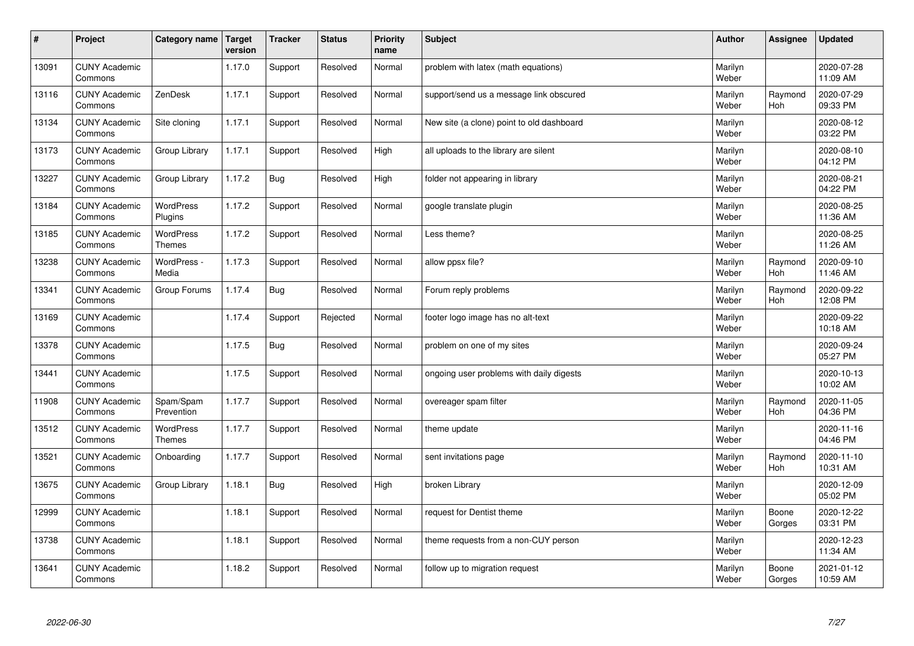| # | Project | Category name | Target version | Tracker | Status | Priority name | Subject | Author | Assignee | Updated |
|---|---|---|---|---|---|---|---|---|---|---|
| 13091 | CUNY Academic Commons | | 1.17.0 | Support | Resolved | Normal | problem with latex (math equations) | Marilyn Weber | | 2020-07-28 11:09 AM |
| 13116 | CUNY Academic Commons | ZenDesk | 1.17.1 | Support | Resolved | Normal | support/send us a message link obscured | Marilyn Weber | Raymond Hoh | 2020-07-29 09:33 PM |
| 13134 | CUNY Academic Commons | Site cloning | 1.17.1 | Support | Resolved | Normal | New site (a clone) point to old dashboard | Marilyn Weber | | 2020-08-12 03:22 PM |
| 13173 | CUNY Academic Commons | Group Library | 1.17.1 | Support | Resolved | High | all uploads to the library are silent | Marilyn Weber | | 2020-08-10 04:12 PM |
| 13227 | CUNY Academic Commons | Group Library | 1.17.2 | Bug | Resolved | High | folder not appearing in library | Marilyn Weber | | 2020-08-21 04:22 PM |
| 13184 | CUNY Academic Commons | WordPress Plugins | 1.17.2 | Support | Resolved | Normal | google translate plugin | Marilyn Weber | | 2020-08-25 11:36 AM |
| 13185 | CUNY Academic Commons | WordPress Themes | 1.17.2 | Support | Resolved | Normal | Less theme? | Marilyn Weber | | 2020-08-25 11:26 AM |
| 13238 | CUNY Academic Commons | WordPress - Media | 1.17.3 | Support | Resolved | Normal | allow ppsx file? | Marilyn Weber | Raymond Hoh | 2020-09-10 11:46 AM |
| 13341 | CUNY Academic Commons | Group Forums | 1.17.4 | Bug | Resolved | Normal | Forum reply problems | Marilyn Weber | Raymond Hoh | 2020-09-22 12:08 PM |
| 13169 | CUNY Academic Commons | | 1.17.4 | Support | Rejected | Normal | footer logo image has no alt-text | Marilyn Weber | | 2020-09-22 10:18 AM |
| 13378 | CUNY Academic Commons | | 1.17.5 | Bug | Resolved | Normal | problem on one of my sites | Marilyn Weber | | 2020-09-24 05:27 PM |
| 13441 | CUNY Academic Commons | | 1.17.5 | Support | Resolved | Normal | ongoing user problems with daily digests | Marilyn Weber | | 2020-10-13 10:02 AM |
| 11908 | CUNY Academic Commons | Spam/Spam Prevention | 1.17.7 | Support | Resolved | Normal | overeager spam filter | Marilyn Weber | Raymond Hoh | 2020-11-05 04:36 PM |
| 13512 | CUNY Academic Commons | WordPress Themes | 1.17.7 | Support | Resolved | Normal | theme update | Marilyn Weber | | 2020-11-16 04:46 PM |
| 13521 | CUNY Academic Commons | Onboarding | 1.17.7 | Support | Resolved | Normal | sent invitations page | Marilyn Weber | Raymond Hoh | 2020-11-10 10:31 AM |
| 13675 | CUNY Academic Commons | Group Library | 1.18.1 | Bug | Resolved | High | broken Library | Marilyn Weber | | 2020-12-09 05:02 PM |
| 12999 | CUNY Academic Commons | | 1.18.1 | Support | Resolved | Normal | request for Dentist theme | Marilyn Weber | Boone Gorges | 2020-12-22 03:31 PM |
| 13738 | CUNY Academic Commons | | 1.18.1 | Support | Resolved | Normal | theme requests from a non-CUY person | Marilyn Weber | | 2020-12-23 11:34 AM |
| 13641 | CUNY Academic Commons | | 1.18.2 | Support | Resolved | Normal | follow up to migration request | Marilyn Weber | Boone Gorges | 2021-01-12 10:59 AM |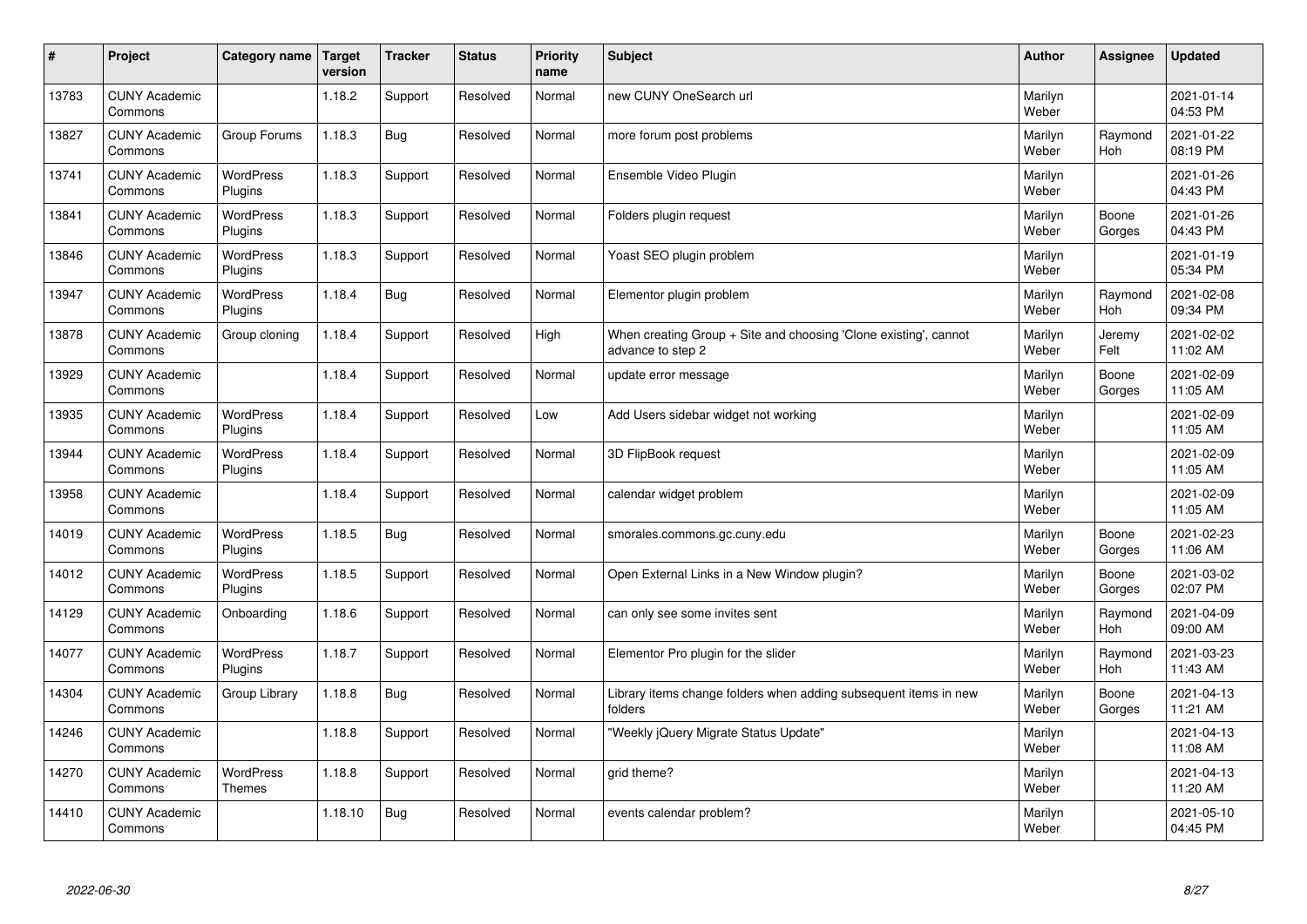| # | Project | Category name | Target version | Tracker | Status | Priority name | Subject | Author | Assignee | Updated |
|---|---|---|---|---|---|---|---|---|---|---|
| 13783 | CUNY Academic Commons | | 1.18.2 | Support | Resolved | Normal | new CUNY OneSearch url | Marilyn Weber | | 2021-01-14 04:53 PM |
| 13827 | CUNY Academic Commons | Group Forums | 1.18.3 | Bug | Resolved | Normal | more forum post problems | Marilyn Weber | Raymond Hoh | 2021-01-22 08:19 PM |
| 13741 | CUNY Academic Commons | WordPress Plugins | 1.18.3 | Support | Resolved | Normal | Ensemble Video Plugin | Marilyn Weber | | 2021-01-26 04:43 PM |
| 13841 | CUNY Academic Commons | WordPress Plugins | 1.18.3 | Support | Resolved | Normal | Folders plugin request | Marilyn Weber | Boone Gorges | 2021-01-26 04:43 PM |
| 13846 | CUNY Academic Commons | WordPress Plugins | 1.18.3 | Support | Resolved | Normal | Yoast SEO plugin problem | Marilyn Weber | | 2021-01-19 05:34 PM |
| 13947 | CUNY Academic Commons | WordPress Plugins | 1.18.4 | Bug | Resolved | Normal | Elementor plugin problem | Marilyn Weber | Raymond Hoh | 2021-02-08 09:34 PM |
| 13878 | CUNY Academic Commons | Group cloning | 1.18.4 | Support | Resolved | High | When creating Group + Site and choosing 'Clone existing', cannot advance to step 2 | Marilyn Weber | Jeremy Felt | 2021-02-02 11:02 AM |
| 13929 | CUNY Academic Commons | | 1.18.4 | Support | Resolved | Normal | update error message | Marilyn Weber | Boone Gorges | 2021-02-09 11:05 AM |
| 13935 | CUNY Academic Commons | WordPress Plugins | 1.18.4 | Support | Resolved | Low | Add Users sidebar widget not working | Marilyn Weber | | 2021-02-09 11:05 AM |
| 13944 | CUNY Academic Commons | WordPress Plugins | 1.18.4 | Support | Resolved | Normal | 3D FlipBook request | Marilyn Weber | | 2021-02-09 11:05 AM |
| 13958 | CUNY Academic Commons | | 1.18.4 | Support | Resolved | Normal | calendar widget problem | Marilyn Weber | | 2021-02-09 11:05 AM |
| 14019 | CUNY Academic Commons | WordPress Plugins | 1.18.5 | Bug | Resolved | Normal | smorales.commons.gc.cuny.edu | Marilyn Weber | Boone Gorges | 2021-02-23 11:06 AM |
| 14012 | CUNY Academic Commons | WordPress Plugins | 1.18.5 | Support | Resolved | Normal | Open External Links in a New Window plugin? | Marilyn Weber | Boone Gorges | 2021-03-02 02:07 PM |
| 14129 | CUNY Academic Commons | Onboarding | 1.18.6 | Support | Resolved | Normal | can only see some invites sent | Marilyn Weber | Raymond Hoh | 2021-04-09 09:00 AM |
| 14077 | CUNY Academic Commons | WordPress Plugins | 1.18.7 | Support | Resolved | Normal | Elementor Pro plugin for the slider | Marilyn Weber | Raymond Hoh | 2021-03-23 11:43 AM |
| 14304 | CUNY Academic Commons | Group Library | 1.18.8 | Bug | Resolved | Normal | Library items change folders when adding subsequent items in new folders | Marilyn Weber | Boone Gorges | 2021-04-13 11:21 AM |
| 14246 | CUNY Academic Commons | | 1.18.8 | Support | Resolved | Normal | "Weekly jQuery Migrate Status Update" | Marilyn Weber | | 2021-04-13 11:08 AM |
| 14270 | CUNY Academic Commons | WordPress Themes | 1.18.8 | Support | Resolved | Normal | grid theme? | Marilyn Weber | | 2021-04-13 11:20 AM |
| 14410 | CUNY Academic Commons | | 1.18.10 | Bug | Resolved | Normal | events calendar problem? | Marilyn Weber | | 2021-05-10 04:45 PM |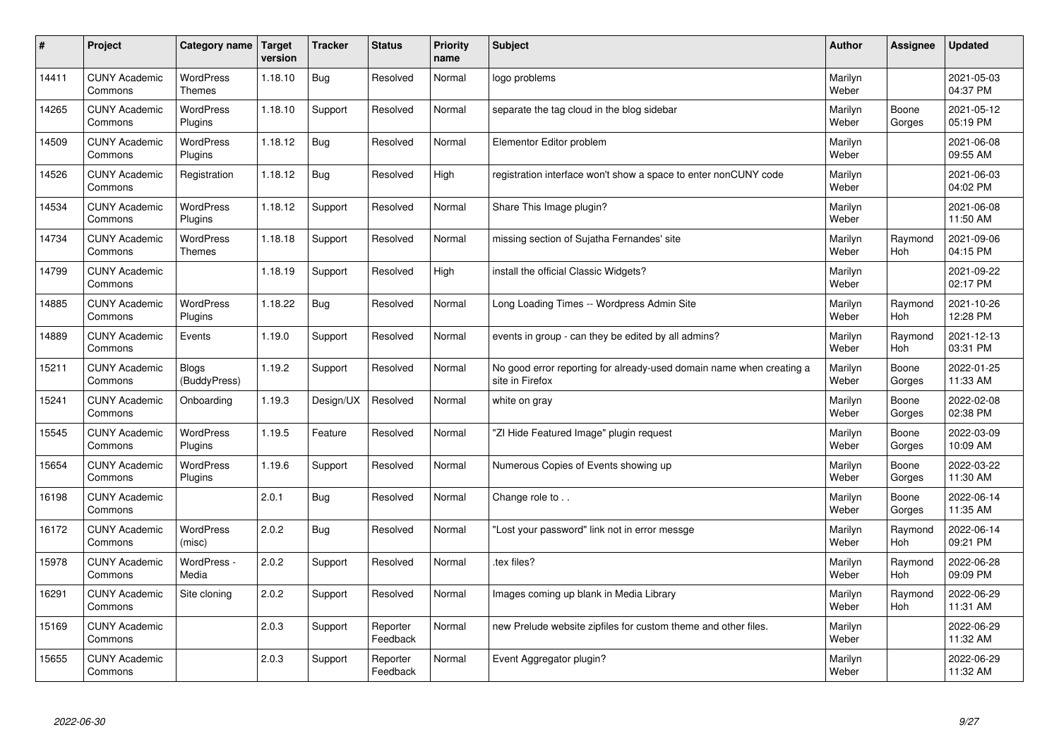| # | Project | Category name | Target version | Tracker | Status | Priority name | Subject | Author | Assignee | Updated |
|---|---|---|---|---|---|---|---|---|---|---|
| 14411 | CUNY Academic Commons | WordPress Themes | 1.18.10 | Bug | Resolved | Normal | logo problems | Marilyn Weber | | 2021-05-03 04:37 PM |
| 14265 | CUNY Academic Commons | WordPress Plugins | 1.18.10 | Support | Resolved | Normal | separate the tag cloud in the blog sidebar | Marilyn Weber | Boone Gorges | 2021-05-12 05:19 PM |
| 14509 | CUNY Academic Commons | WordPress Plugins | 1.18.12 | Bug | Resolved | Normal | Elementor Editor problem | Marilyn Weber | | 2021-06-08 09:55 AM |
| 14526 | CUNY Academic Commons | Registration | 1.18.12 | Bug | Resolved | High | registration interface won't show a space to enter nonCUNY code | Marilyn Weber | | 2021-06-03 04:02 PM |
| 14534 | CUNY Academic Commons | WordPress Plugins | 1.18.12 | Support | Resolved | Normal | Share This Image plugin? | Marilyn Weber | | 2021-06-08 11:50 AM |
| 14734 | CUNY Academic Commons | WordPress Themes | 1.18.18 | Support | Resolved | Normal | missing section of Sujatha Fernandes' site | Marilyn Weber | Raymond Hoh | 2021-09-06 04:15 PM |
| 14799 | CUNY Academic Commons | | 1.18.19 | Support | Resolved | High | install the official Classic Widgets? | Marilyn Weber | | 2021-09-22 02:17 PM |
| 14885 | CUNY Academic Commons | WordPress Plugins | 1.18.22 | Bug | Resolved | Normal | Long Loading Times -- Wordpress Admin Site | Marilyn Weber | Raymond Hoh | 2021-10-26 12:28 PM |
| 14889 | CUNY Academic Commons | Events | 1.19.0 | Support | Resolved | Normal | events in group - can they be edited by all admins? | Marilyn Weber | Raymond Hoh | 2021-12-13 03:31 PM |
| 15211 | CUNY Academic Commons | Blogs (BuddyPress) | 1.19.2 | Support | Resolved | Normal | No good error reporting for already-used domain name when creating a site in Firefox | Marilyn Weber | Boone Gorges | 2022-01-25 11:33 AM |
| 15241 | CUNY Academic Commons | Onboarding | 1.19.3 | Design/UX | Resolved | Normal | white on gray | Marilyn Weber | Boone Gorges | 2022-02-08 02:38 PM |
| 15545 | CUNY Academic Commons | WordPress Plugins | 1.19.5 | Feature | Resolved | Normal | "ZI Hide Featured Image" plugin request | Marilyn Weber | Boone Gorges | 2022-03-09 10:09 AM |
| 15654 | CUNY Academic Commons | WordPress Plugins | 1.19.6 | Support | Resolved | Normal | Numerous Copies of Events showing up | Marilyn Weber | Boone Gorges | 2022-03-22 11:30 AM |
| 16198 | CUNY Academic Commons | | 2.0.1 | Bug | Resolved | Normal | Change role to . . | Marilyn Weber | Boone Gorges | 2022-06-14 11:35 AM |
| 16172 | CUNY Academic Commons | WordPress (misc) | 2.0.2 | Bug | Resolved | Normal | "Lost your password" link not in error messge | Marilyn Weber | Raymond Hoh | 2022-06-14 09:21 PM |
| 15978 | CUNY Academic Commons | WordPress - Media | 2.0.2 | Support | Resolved | Normal | .tex files? | Marilyn Weber | Raymond Hoh | 2022-06-28 09:09 PM |
| 16291 | CUNY Academic Commons | Site cloning | 2.0.2 | Support | Resolved | Normal | Images coming up blank in Media Library | Marilyn Weber | Raymond Hoh | 2022-06-29 11:31 AM |
| 15169 | CUNY Academic Commons | | 2.0.3 | Support | Reporter Feedback | Normal | new Prelude website zipfiles for custom theme and other files. | Marilyn Weber | | 2022-06-29 11:32 AM |
| 15655 | CUNY Academic Commons | | 2.0.3 | Support | Reporter Feedback | Normal | Event Aggregator plugin? | Marilyn Weber | | 2022-06-29 11:32 AM |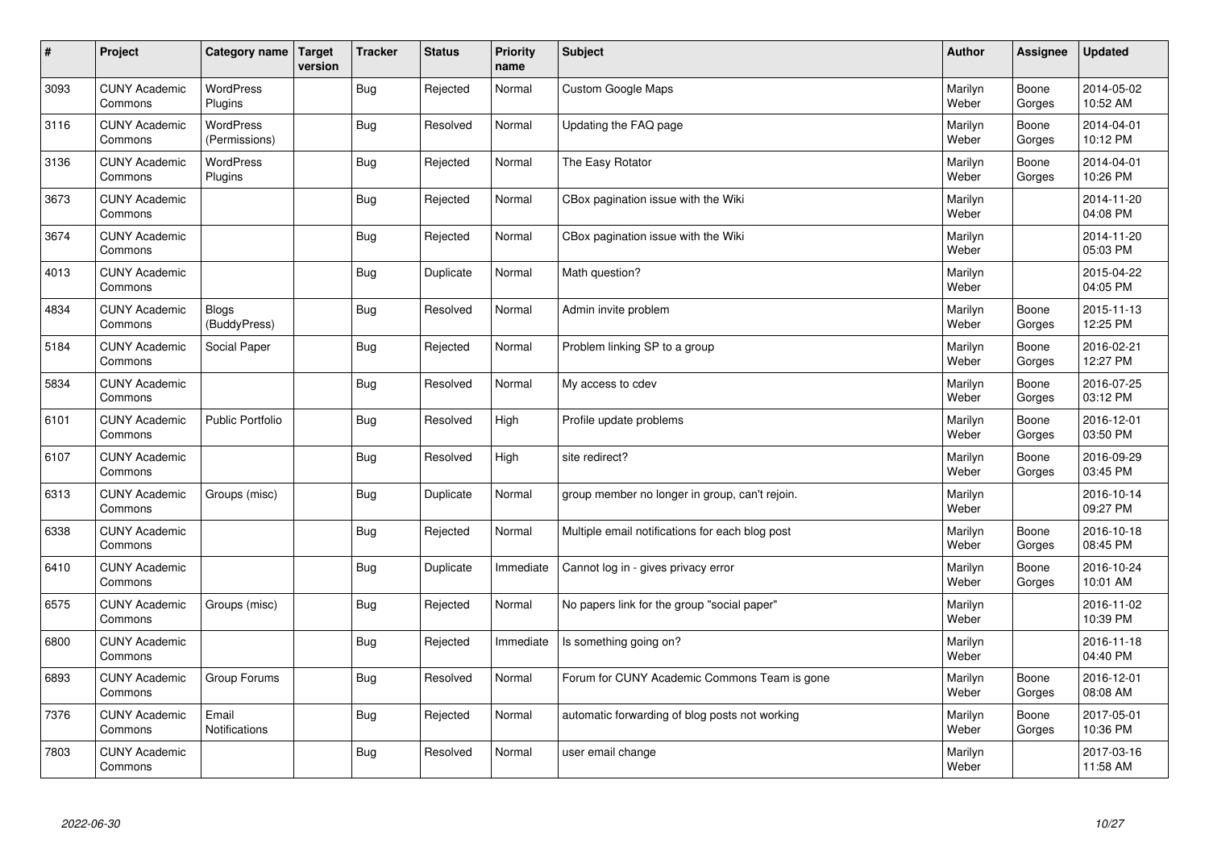| # | Project | Category name | Target version | Tracker | Status | Priority name | Subject | Author | Assignee | Updated |
|---|---|---|---|---|---|---|---|---|---|---|
| 3093 | CUNY Academic Commons | WordPress Plugins | | Bug | Rejected | Normal | Custom Google Maps | Marilyn Weber | Boone Gorges | 2014-05-02 10:52 AM |
| 3116 | CUNY Academic Commons | WordPress (Permissions) | | Bug | Resolved | Normal | Updating the FAQ page | Marilyn Weber | Boone Gorges | 2014-04-01 10:12 PM |
| 3136 | CUNY Academic Commons | WordPress Plugins | | Bug | Rejected | Normal | The Easy Rotator | Marilyn Weber | Boone Gorges | 2014-04-01 10:26 PM |
| 3673 | CUNY Academic Commons | | | Bug | Rejected | Normal | CBox pagination issue with the Wiki | Marilyn Weber | | 2014-11-20 04:08 PM |
| 3674 | CUNY Academic Commons | | | Bug | Rejected | Normal | CBox pagination issue with the Wiki | Marilyn Weber | | 2014-11-20 05:03 PM |
| 4013 | CUNY Academic Commons | | | Bug | Duplicate | Normal | Math question? | Marilyn Weber | | 2015-04-22 04:05 PM |
| 4834 | CUNY Academic Commons | Blogs (BuddyPress) | | Bug | Resolved | Normal | Admin invite problem | Marilyn Weber | Boone Gorges | 2015-11-13 12:25 PM |
| 5184 | CUNY Academic Commons | Social Paper | | Bug | Rejected | Normal | Problem linking SP to a group | Marilyn Weber | Boone Gorges | 2016-02-21 12:27 PM |
| 5834 | CUNY Academic Commons | | | Bug | Resolved | Normal | My access to cdev | Marilyn Weber | Boone Gorges | 2016-07-25 03:12 PM |
| 6101 | CUNY Academic Commons | Public Portfolio | | Bug | Resolved | High | Profile update problems | Marilyn Weber | Boone Gorges | 2016-12-01 03:50 PM |
| 6107 | CUNY Academic Commons | | | Bug | Resolved | High | site redirect? | Marilyn Weber | Boone Gorges | 2016-09-29 03:45 PM |
| 6313 | CUNY Academic Commons | Groups (misc) | | Bug | Duplicate | Normal | group member no longer in group, can't rejoin. | Marilyn Weber | | 2016-10-14 09:27 PM |
| 6338 | CUNY Academic Commons | | | Bug | Rejected | Normal | Multiple email notifications for each blog post | Marilyn Weber | Boone Gorges | 2016-10-18 08:45 PM |
| 6410 | CUNY Academic Commons | | | Bug | Duplicate | Immediate | Cannot log in - gives privacy error | Marilyn Weber | Boone Gorges | 2016-10-24 10:01 AM |
| 6575 | CUNY Academic Commons | Groups (misc) | | Bug | Rejected | Normal | No papers link for the group "social paper" | Marilyn Weber | | 2016-11-02 10:39 PM |
| 6800 | CUNY Academic Commons | | | Bug | Rejected | Immediate | Is something going on? | Marilyn Weber | | 2016-11-18 04:40 PM |
| 6893 | CUNY Academic Commons | Group Forums | | Bug | Resolved | Normal | Forum for CUNY Academic Commons Team is gone | Marilyn Weber | Boone Gorges | 2016-12-01 08:08 AM |
| 7376 | CUNY Academic Commons | Email Notifications | | Bug | Rejected | Normal | automatic forwarding of blog posts not working | Marilyn Weber | Boone Gorges | 2017-05-01 10:36 PM |
| 7803 | CUNY Academic Commons | | | Bug | Resolved | Normal | user email change | Marilyn Weber | | 2017-03-16 11:58 AM |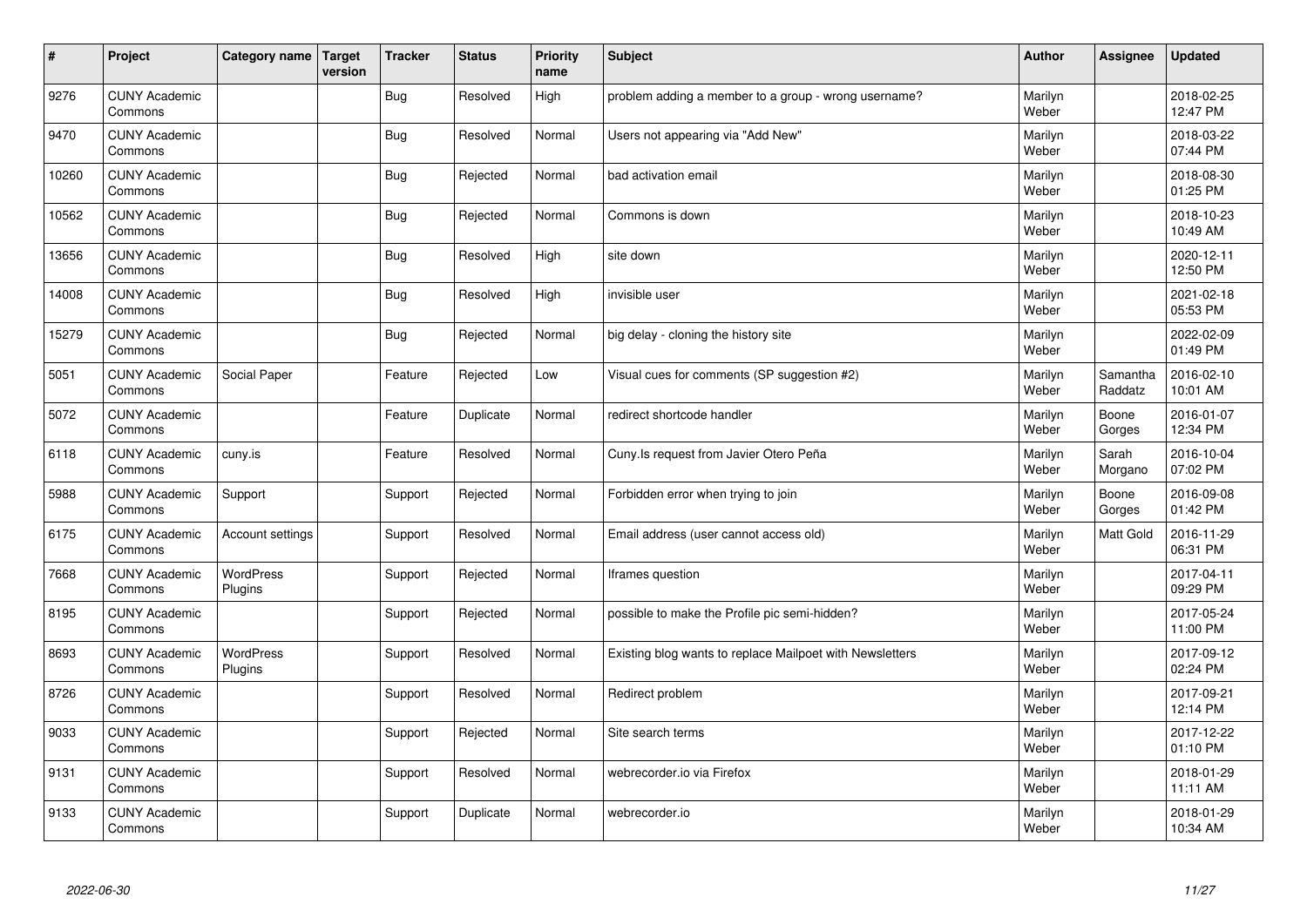| # | Project | Category name | Target version | Tracker | Status | Priority name | Subject | Author | Assignee | Updated |
|---|---|---|---|---|---|---|---|---|---|---|
| 9276 | CUNY Academic Commons | | | Bug | Resolved | High | problem adding a member to a group - wrong username? | Marilyn Weber | | 2018-02-25 12:47 PM |
| 9470 | CUNY Academic Commons | | | Bug | Resolved | Normal | Users not appearing via "Add New" | Marilyn Weber | | 2018-03-22 07:44 PM |
| 10260 | CUNY Academic Commons | | | Bug | Rejected | Normal | bad activation email | Marilyn Weber | | 2018-08-30 01:25 PM |
| 10562 | CUNY Academic Commons | | | Bug | Rejected | Normal | Commons is down | Marilyn Weber | | 2018-10-23 10:49 AM |
| 13656 | CUNY Academic Commons | | | Bug | Resolved | High | site down | Marilyn Weber | | 2020-12-11 12:50 PM |
| 14008 | CUNY Academic Commons | | | Bug | Resolved | High | invisible user | Marilyn Weber | | 2021-02-18 05:53 PM |
| 15279 | CUNY Academic Commons | | | Bug | Rejected | Normal | big delay - cloning the history site | Marilyn Weber | | 2022-02-09 01:49 PM |
| 5051 | CUNY Academic Commons | Social Paper | | Feature | Rejected | Low | Visual cues for comments (SP suggestion #2) | Marilyn Weber | Samantha Raddatz | 2016-02-10 10:01 AM |
| 5072 | CUNY Academic Commons | | | Feature | Duplicate | Normal | redirect shortcode handler | Marilyn Weber | Boone Gorges | 2016-01-07 12:34 PM |
| 6118 | CUNY Academic Commons | cuny.is | | Feature | Resolved | Normal | Cuny.Is request from Javier Otero Peña | Marilyn Weber | Sarah Morgano | 2016-10-04 07:02 PM |
| 5988 | CUNY Academic Commons | Support | | Support | Rejected | Normal | Forbidden error when trying to join | Marilyn Weber | Boone Gorges | 2016-09-08 01:42 PM |
| 6175 | CUNY Academic Commons | Account settings | | Support | Resolved | Normal | Email address (user cannot access old) | Marilyn Weber | Matt Gold | 2016-11-29 06:31 PM |
| 7668 | CUNY Academic Commons | WordPress Plugins | | Support | Rejected | Normal | Iframes question | Marilyn Weber | | 2017-04-11 09:29 PM |
| 8195 | CUNY Academic Commons | | | Support | Rejected | Normal | possible to make the Profile pic semi-hidden? | Marilyn Weber | | 2017-05-24 11:00 PM |
| 8693 | CUNY Academic Commons | WordPress Plugins | | Support | Resolved | Normal | Existing blog wants to replace Mailpoet with Newsletters | Marilyn Weber | | 2017-09-12 02:24 PM |
| 8726 | CUNY Academic Commons | | | Support | Resolved | Normal | Redirect problem | Marilyn Weber | | 2017-09-21 12:14 PM |
| 9033 | CUNY Academic Commons | | | Support | Rejected | Normal | Site search terms | Marilyn Weber | | 2017-12-22 01:10 PM |
| 9131 | CUNY Academic Commons | | | Support | Resolved | Normal | webrecorder.io via Firefox | Marilyn Weber | | 2018-01-29 11:11 AM |
| 9133 | CUNY Academic Commons | | | Support | Duplicate | Normal | webrecorder.io | Marilyn Weber | | 2018-01-29 10:34 AM |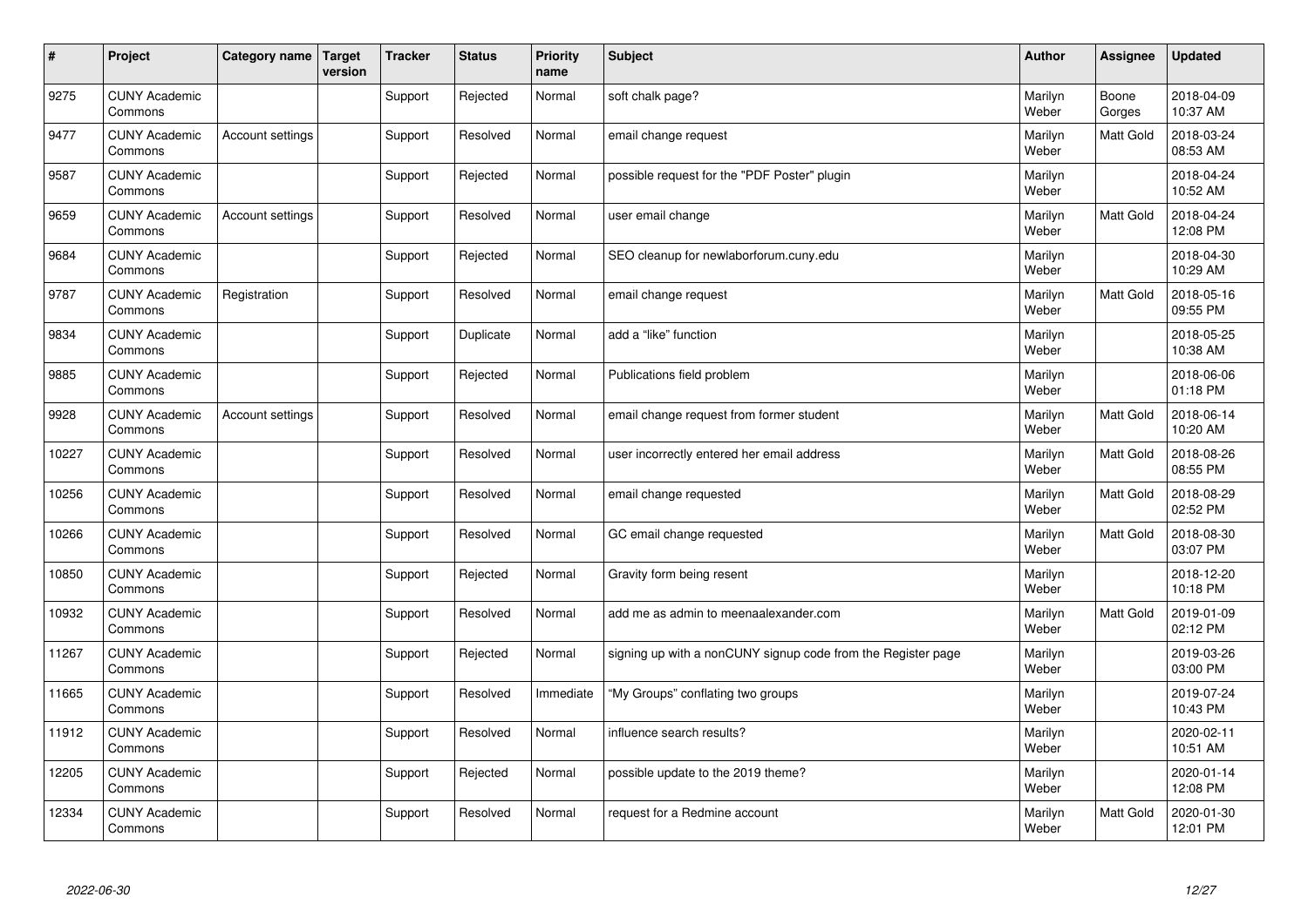| # | Project | Category name | Target version | Tracker | Status | Priority name | Subject | Author | Assignee | Updated |
|---|---|---|---|---|---|---|---|---|---|---|
| 9275 | CUNY Academic Commons | | | Support | Rejected | Normal | soft chalk page? | Marilyn Weber | Boone Gorges | 2018-04-09 10:37 AM |
| 9477 | CUNY Academic Commons | Account settings | | Support | Resolved | Normal | email change request | Marilyn Weber | Matt Gold | 2018-03-24 08:53 AM |
| 9587 | CUNY Academic Commons | | | Support | Rejected | Normal | possible request for the "PDF Poster" plugin | Marilyn Weber | | 2018-04-24 10:52 AM |
| 9659 | CUNY Academic Commons | Account settings | | Support | Resolved | Normal | user email change | Marilyn Weber | Matt Gold | 2018-04-24 12:08 PM |
| 9684 | CUNY Academic Commons | | | Support | Rejected | Normal | SEO cleanup for newlaborforum.cuny.edu | Marilyn Weber | | 2018-04-30 10:29 AM |
| 9787 | CUNY Academic Commons | Registration | | Support | Resolved | Normal | email change request | Marilyn Weber | Matt Gold | 2018-05-16 09:55 PM |
| 9834 | CUNY Academic Commons | | | Support | Duplicate | Normal | add a "like" function | Marilyn Weber | | 2018-05-25 10:38 AM |
| 9885 | CUNY Academic Commons | | | Support | Rejected | Normal | Publications field problem | Marilyn Weber | | 2018-06-06 01:18 PM |
| 9928 | CUNY Academic Commons | Account settings | | Support | Resolved | Normal | email change request from former student | Marilyn Weber | Matt Gold | 2018-06-14 10:20 AM |
| 10227 | CUNY Academic Commons | | | Support | Resolved | Normal | user incorrectly entered her email address | Marilyn Weber | Matt Gold | 2018-08-26 08:55 PM |
| 10256 | CUNY Academic Commons | | | Support | Resolved | Normal | email change requested | Marilyn Weber | Matt Gold | 2018-08-29 02:52 PM |
| 10266 | CUNY Academic Commons | | | Support | Resolved | Normal | GC email change requested | Marilyn Weber | Matt Gold | 2018-08-30 03:07 PM |
| 10850 | CUNY Academic Commons | | | Support | Rejected | Normal | Gravity form being resent | Marilyn Weber | | 2018-12-20 10:18 PM |
| 10932 | CUNY Academic Commons | | | Support | Resolved | Normal | add me as admin to meenaalexander.com | Marilyn Weber | Matt Gold | 2019-01-09 02:12 PM |
| 11267 | CUNY Academic Commons | | | Support | Rejected | Normal | signing up with a nonCUNY signup code from the Register page | Marilyn Weber | | 2019-03-26 03:00 PM |
| 11665 | CUNY Academic Commons | | | Support | Resolved | Immediate | "My Groups" conflating two groups | Marilyn Weber | | 2019-07-24 10:43 PM |
| 11912 | CUNY Academic Commons | | | Support | Resolved | Normal | influence search results? | Marilyn Weber | | 2020-02-11 10:51 AM |
| 12205 | CUNY Academic Commons | | | Support | Rejected | Normal | possible update to the 2019 theme? | Marilyn Weber | | 2020-01-14 12:08 PM |
| 12334 | CUNY Academic Commons | | | Support | Resolved | Normal | request for a Redmine account | Marilyn Weber | Matt Gold | 2020-01-30 12:01 PM |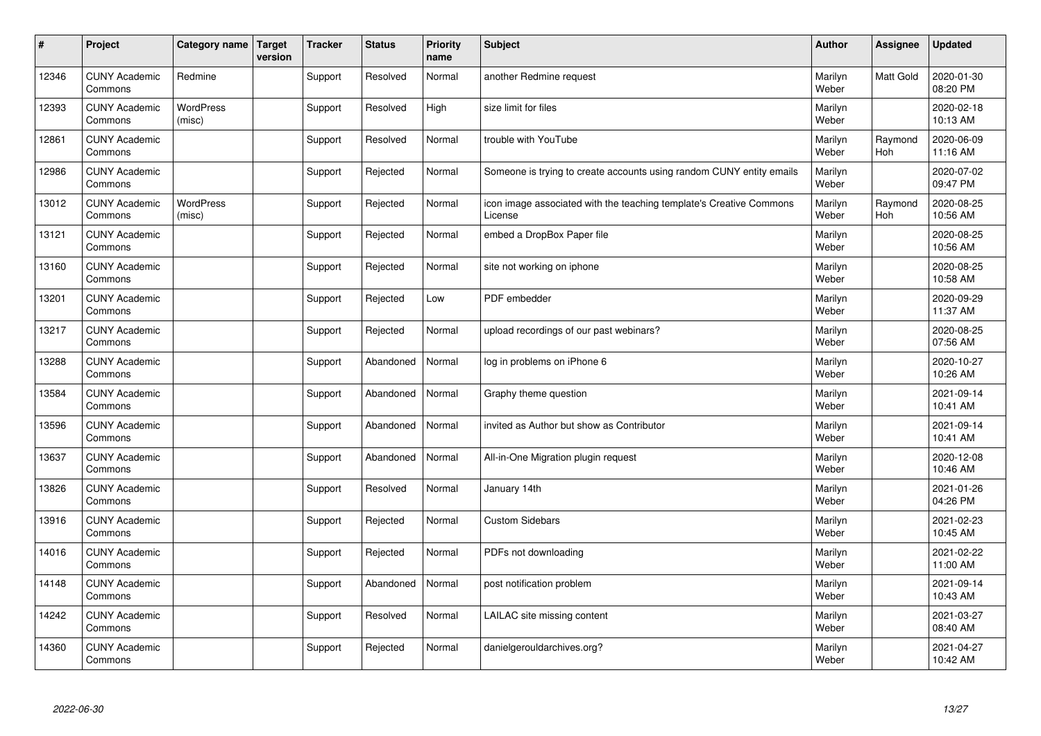| # | Project | Category name | Target version | Tracker | Status | Priority name | Subject | Author | Assignee | Updated |
|---|---|---|---|---|---|---|---|---|---|---|
| 12346 | CUNY Academic Commons | Redmine | | Support | Resolved | Normal | another Redmine request | Marilyn Weber | Matt Gold | 2020-01-30 08:20 PM |
| 12393 | CUNY Academic Commons | WordPress (misc) | | Support | Resolved | High | size limit for files | Marilyn Weber | | 2020-02-18 10:13 AM |
| 12861 | CUNY Academic Commons | | | Support | Resolved | Normal | trouble with YouTube | Marilyn Weber | Raymond Hoh | 2020-06-09 11:16 AM |
| 12986 | CUNY Academic Commons | | | Support | Rejected | Normal | Someone is trying to create accounts using random CUNY entity emails | Marilyn Weber | | 2020-07-02 09:47 PM |
| 13012 | CUNY Academic Commons | WordPress (misc) | | Support | Rejected | Normal | icon image associated with the teaching template's Creative Commons License | Marilyn Weber | Raymond Hoh | 2020-08-25 10:56 AM |
| 13121 | CUNY Academic Commons | | | Support | Rejected | Normal | embed a DropBox Paper file | Marilyn Weber | | 2020-08-25 10:56 AM |
| 13160 | CUNY Academic Commons | | | Support | Rejected | Normal | site not working on iphone | Marilyn Weber | | 2020-08-25 10:58 AM |
| 13201 | CUNY Academic Commons | | | Support | Rejected | Low | PDF embedder | Marilyn Weber | | 2020-09-29 11:37 AM |
| 13217 | CUNY Academic Commons | | | Support | Rejected | Normal | upload recordings of our past webinars? | Marilyn Weber | | 2020-08-25 07:56 AM |
| 13288 | CUNY Academic Commons | | | Support | Abandoned | Normal | log in problems on iPhone 6 | Marilyn Weber | | 2020-10-27 10:26 AM |
| 13584 | CUNY Academic Commons | | | Support | Abandoned | Normal | Graphy theme question | Marilyn Weber | | 2021-09-14 10:41 AM |
| 13596 | CUNY Academic Commons | | | Support | Abandoned | Normal | invited as Author but show as Contributor | Marilyn Weber | | 2021-09-14 10:41 AM |
| 13637 | CUNY Academic Commons | | | Support | Abandoned | Normal | All-in-One Migration plugin request | Marilyn Weber | | 2020-12-08 10:46 AM |
| 13826 | CUNY Academic Commons | | | Support | Resolved | Normal | January 14th | Marilyn Weber | | 2021-01-26 04:26 PM |
| 13916 | CUNY Academic Commons | | | Support | Rejected | Normal | Custom Sidebars | Marilyn Weber | | 2021-02-23 10:45 AM |
| 14016 | CUNY Academic Commons | | | Support | Rejected | Normal | PDFs not downloading | Marilyn Weber | | 2021-02-22 11:00 AM |
| 14148 | CUNY Academic Commons | | | Support | Abandoned | Normal | post notification problem | Marilyn Weber | | 2021-09-14 10:43 AM |
| 14242 | CUNY Academic Commons | | | Support | Resolved | Normal | LAILAC site missing content | Marilyn Weber | | 2021-03-27 08:40 AM |
| 14360 | CUNY Academic Commons | | | Support | Rejected | Normal | danielgerouldarchives.org? | Marilyn Weber | | 2021-04-27 10:42 AM |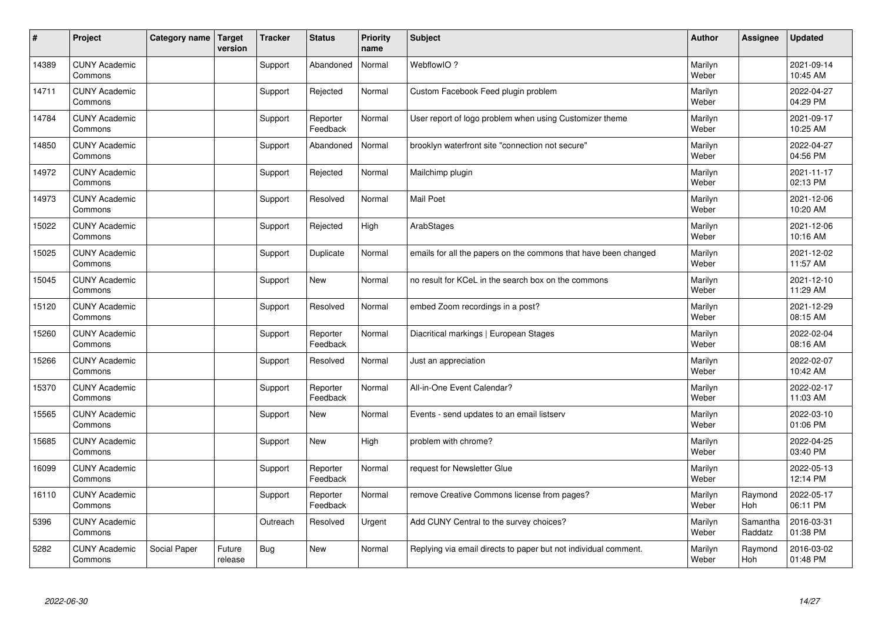| # | Project | Category name | Target version | Tracker | Status | Priority name | Subject | Author | Assignee | Updated |
|---|---|---|---|---|---|---|---|---|---|---|
| 14389 | CUNY Academic Commons | | | Support | Abandoned | Normal | WebflowIO ? | Marilyn Weber | | 2021-09-14 10:45 AM |
| 14711 | CUNY Academic Commons | | | Support | Rejected | Normal | Custom Facebook Feed plugin problem | Marilyn Weber | | 2022-04-27 04:29 PM |
| 14784 | CUNY Academic Commons | | | Support | Reporter Feedback | Normal | User report of logo problem when using Customizer theme | Marilyn Weber | | 2021-09-17 10:25 AM |
| 14850 | CUNY Academic Commons | | | Support | Abandoned | Normal | brooklyn waterfront site "connection not secure" | Marilyn Weber | | 2022-04-27 04:56 PM |
| 14972 | CUNY Academic Commons | | | Support | Rejected | Normal | Mailchimp plugin | Marilyn Weber | | 2021-11-17 02:13 PM |
| 14973 | CUNY Academic Commons | | | Support | Resolved | Normal | Mail Poet | Marilyn Weber | | 2021-12-06 10:20 AM |
| 15022 | CUNY Academic Commons | | | Support | Rejected | High | ArabStages | Marilyn Weber | | 2021-12-06 10:16 AM |
| 15025 | CUNY Academic Commons | | | Support | Duplicate | Normal | emails for all the papers on the commons that have been changed | Marilyn Weber | | 2021-12-02 11:57 AM |
| 15045 | CUNY Academic Commons | | | Support | New | Normal | no result for KCeL in the search box on the commons | Marilyn Weber | | 2021-12-10 11:29 AM |
| 15120 | CUNY Academic Commons | | | Support | Resolved | Normal | embed Zoom recordings in a post? | Marilyn Weber | | 2021-12-29 08:15 AM |
| 15260 | CUNY Academic Commons | | | Support | Reporter Feedback | Normal | Diacritical markings \| European Stages | Marilyn Weber | | 2022-02-04 08:16 AM |
| 15266 | CUNY Academic Commons | | | Support | Resolved | Normal | Just an appreciation | Marilyn Weber | | 2022-02-07 10:42 AM |
| 15370 | CUNY Academic Commons | | | Support | Reporter Feedback | Normal | All-in-One Event Calendar? | Marilyn Weber | | 2022-02-17 11:03 AM |
| 15565 | CUNY Academic Commons | | | Support | New | Normal | Events - send updates to an email listserv | Marilyn Weber | | 2022-03-10 01:06 PM |
| 15685 | CUNY Academic Commons | | | Support | New | High | problem with chrome? | Marilyn Weber | | 2022-04-25 03:40 PM |
| 16099 | CUNY Academic Commons | | | Support | Reporter Feedback | Normal | request for Newsletter Glue | Marilyn Weber | | 2022-05-13 12:14 PM |
| 16110 | CUNY Academic Commons | | | Support | Reporter Feedback | Normal | remove Creative Commons license from pages? | Marilyn Weber | Raymond Hoh | 2022-05-17 06:11 PM |
| 5396 | CUNY Academic Commons | | | Outreach | Resolved | Urgent | Add CUNY Central to the survey choices? | Marilyn Weber | Samantha Raddatz | 2016-03-31 01:38 PM |
| 5282 | CUNY Academic Commons | Social Paper | Future release | Bug | New | Normal | Replying via email directs to paper but not individual comment. | Marilyn Weber | Raymond Hoh | 2016-03-02 01:48 PM |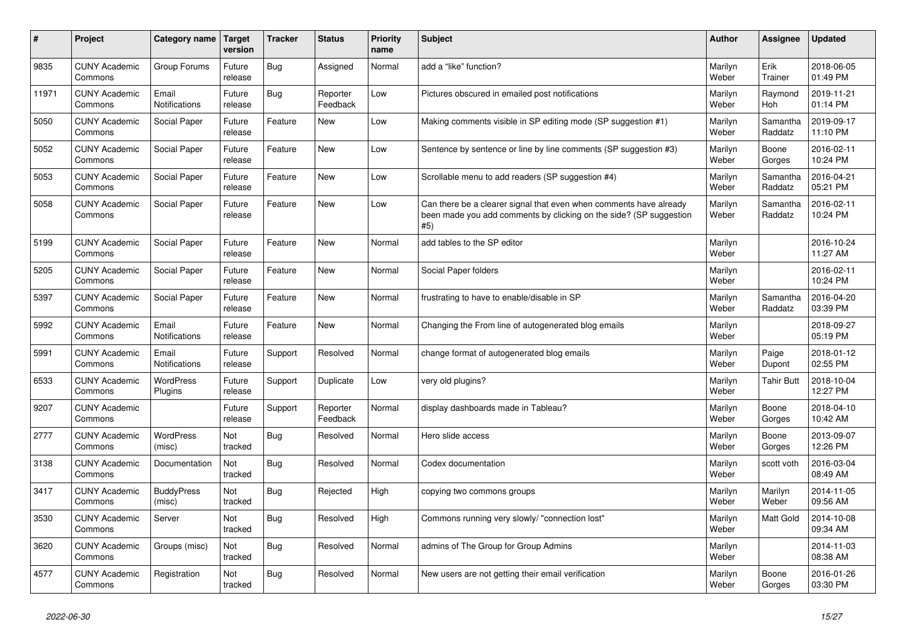| # | Project | Category name | Target version | Tracker | Status | Priority name | Subject | Author | Assignee | Updated |
|---|---|---|---|---|---|---|---|---|---|---|
| 9835 | CUNY Academic Commons | Group Forums | Future release | Bug | Assigned | Normal | add a "like" function? | Marilyn Weber | Erik Trainer | 2018-06-05 01:49 PM |
| 11971 | CUNY Academic Commons | Email Notifications | Future release | Bug | Reporter Feedback | Low | Pictures obscured in emailed post notifications | Marilyn Weber | Raymond Hoh | 2019-11-21 01:14 PM |
| 5050 | CUNY Academic Commons | Social Paper | Future release | Feature | New | Low | Making comments visible in SP editing mode (SP suggestion #1) | Marilyn Weber | Samantha Raddatz | 2019-09-17 11:10 PM |
| 5052 | CUNY Academic Commons | Social Paper | Future release | Feature | New | Low | Sentence by sentence or line by line comments (SP suggestion #3) | Marilyn Weber | Boone Gorges | 2016-02-11 10:24 PM |
| 5053 | CUNY Academic Commons | Social Paper | Future release | Feature | New | Low | Scrollable menu to add readers (SP suggestion #4) | Marilyn Weber | Samantha Raddatz | 2016-04-21 05:21 PM |
| 5058 | CUNY Academic Commons | Social Paper | Future release | Feature | New | Low | Can there be a clearer signal that even when comments have already been made you add comments by clicking on the side? (SP suggestion #5) | Marilyn Weber | Samantha Raddatz | 2016-02-11 10:24 PM |
| 5199 | CUNY Academic Commons | Social Paper | Future release | Feature | New | Normal | add tables to the SP editor | Marilyn Weber | | 2016-10-24 11:27 AM |
| 5205 | CUNY Academic Commons | Social Paper | Future release | Feature | New | Normal | Social Paper folders | Marilyn Weber | | 2016-02-11 10:24 PM |
| 5397 | CUNY Academic Commons | Social Paper | Future release | Feature | New | Normal | frustrating to have to enable/disable in SP | Marilyn Weber | Samantha Raddatz | 2016-04-20 03:39 PM |
| 5992 | CUNY Academic Commons | Email Notifications | Future release | Feature | New | Normal | Changing the From line of autogenerated blog emails | Marilyn Weber | | 2018-09-27 05:19 PM |
| 5991 | CUNY Academic Commons | Email Notifications | Future release | Support | Resolved | Normal | change format of autogenerated blog emails | Marilyn Weber | Paige Dupont | 2018-01-12 02:55 PM |
| 6533 | CUNY Academic Commons | WordPress Plugins | Future release | Support | Duplicate | Low | very old plugins? | Marilyn Weber | Tahir Butt | 2018-10-04 12:27 PM |
| 9207 | CUNY Academic Commons | | Future release | Support | Reporter Feedback | Normal | display dashboards made in Tableau? | Marilyn Weber | Boone Gorges | 2018-04-10 10:42 AM |
| 2777 | CUNY Academic Commons | WordPress (misc) | Not tracked | Bug | Resolved | Normal | Hero slide access | Marilyn Weber | Boone Gorges | 2013-09-07 12:26 PM |
| 3138 | CUNY Academic Commons | Documentation | Not tracked | Bug | Resolved | Normal | Codex documentation | Marilyn Weber | scott voth | 2016-03-04 08:49 AM |
| 3417 | CUNY Academic Commons | BuddyPress (misc) | Not tracked | Bug | Rejected | High | copying two commons groups | Marilyn Weber | Marilyn Weber | 2014-11-05 09:56 AM |
| 3530 | CUNY Academic Commons | Server | Not tracked | Bug | Resolved | High | Commons running very slowly/ "connection lost" | Marilyn Weber | Matt Gold | 2014-10-08 09:34 AM |
| 3620 | CUNY Academic Commons | Groups (misc) | Not tracked | Bug | Resolved | Normal | admins of The Group for Group Admins | Marilyn Weber | | 2014-11-03 08:38 AM |
| 4577 | CUNY Academic Commons | Registration | Not tracked | Bug | Resolved | Normal | New users are not getting their email verification | Marilyn Weber | Boone Gorges | 2016-01-26 03:30 PM |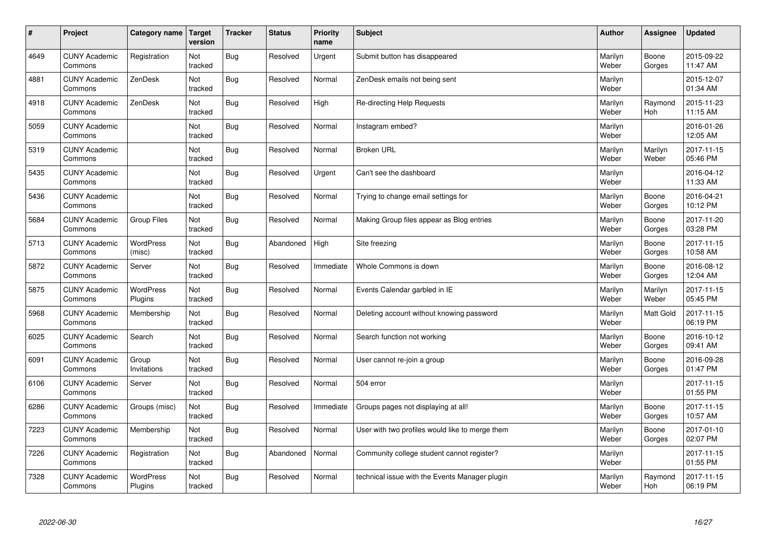| # | Project | Category name | Target version | Tracker | Status | Priority name | Subject | Author | Assignee | Updated |
|---|---|---|---|---|---|---|---|---|---|---|
| 4649 | CUNY Academic Commons | Registration | Not tracked | Bug | Resolved | Urgent | Submit button has disappeared | Marilyn Weber | Boone Gorges | 2015-09-22 11:47 AM |
| 4881 | CUNY Academic Commons | ZenDesk | Not tracked | Bug | Resolved | Normal | ZenDesk emails not being sent | Marilyn Weber | | 2015-12-07 01:34 AM |
| 4918 | CUNY Academic Commons | ZenDesk | Not tracked | Bug | Resolved | High | Re-directing Help Requests | Marilyn Weber | Raymond Hoh | 2015-11-23 11:15 AM |
| 5059 | CUNY Academic Commons | | Not tracked | Bug | Resolved | Normal | Instagram embed? | Marilyn Weber | | 2016-01-26 12:05 AM |
| 5319 | CUNY Academic Commons | | Not tracked | Bug | Resolved | Normal | Broken URL | Marilyn Weber | Marilyn Weber | 2017-11-15 05:46 PM |
| 5435 | CUNY Academic Commons | | Not tracked | Bug | Resolved | Urgent | Can't see the dashboard | Marilyn Weber | | 2016-04-12 11:33 AM |
| 5436 | CUNY Academic Commons | | Not tracked | Bug | Resolved | Normal | Trying to change email settings for | Marilyn Weber | Boone Gorges | 2016-04-21 10:12 PM |
| 5684 | CUNY Academic Commons | Group Files | Not tracked | Bug | Resolved | Normal | Making Group files appear as Blog entries | Marilyn Weber | Boone Gorges | 2017-11-20 03:28 PM |
| 5713 | CUNY Academic Commons | WordPress (misc) | Not tracked | Bug | Abandoned | High | Site freezing | Marilyn Weber | Boone Gorges | 2017-11-15 10:58 AM |
| 5872 | CUNY Academic Commons | Server | Not tracked | Bug | Resolved | Immediate | Whole Commons is down | Marilyn Weber | Boone Gorges | 2016-08-12 12:04 AM |
| 5875 | CUNY Academic Commons | WordPress Plugins | Not tracked | Bug | Resolved | Normal | Events Calendar garbled in IE | Marilyn Weber | Marilyn Weber | 2017-11-15 05:45 PM |
| 5968 | CUNY Academic Commons | Membership | Not tracked | Bug | Resolved | Normal | Deleting account without knowing password | Marilyn Weber | Matt Gold | 2017-11-15 06:19 PM |
| 6025 | CUNY Academic Commons | Search | Not tracked | Bug | Resolved | Normal | Search function not working | Marilyn Weber | Boone Gorges | 2016-10-12 09:41 AM |
| 6091 | CUNY Academic Commons | Group Invitations | Not tracked | Bug | Resolved | Normal | User cannot re-join a group | Marilyn Weber | Boone Gorges | 2016-09-28 01:47 PM |
| 6106 | CUNY Academic Commons | Server | Not tracked | Bug | Resolved | Normal | 504 error | Marilyn Weber | | 2017-11-15 01:55 PM |
| 6286 | CUNY Academic Commons | Groups (misc) | Not tracked | Bug | Resolved | Immediate | Groups pages not displaying at all! | Marilyn Weber | Boone Gorges | 2017-11-15 10:57 AM |
| 7223 | CUNY Academic Commons | Membership | Not tracked | Bug | Resolved | Normal | User with two profiles would like to merge them | Marilyn Weber | Boone Gorges | 2017-01-10 02:07 PM |
| 7226 | CUNY Academic Commons | Registration | Not tracked | Bug | Abandoned | Normal | Community college student cannot register? | Marilyn Weber | | 2017-11-15 01:55 PM |
| 7328 | CUNY Academic Commons | WordPress Plugins | Not tracked | Bug | Resolved | Normal | technical issue with the Events Manager plugin | Marilyn Weber | Raymond Hoh | 2017-11-15 06:19 PM |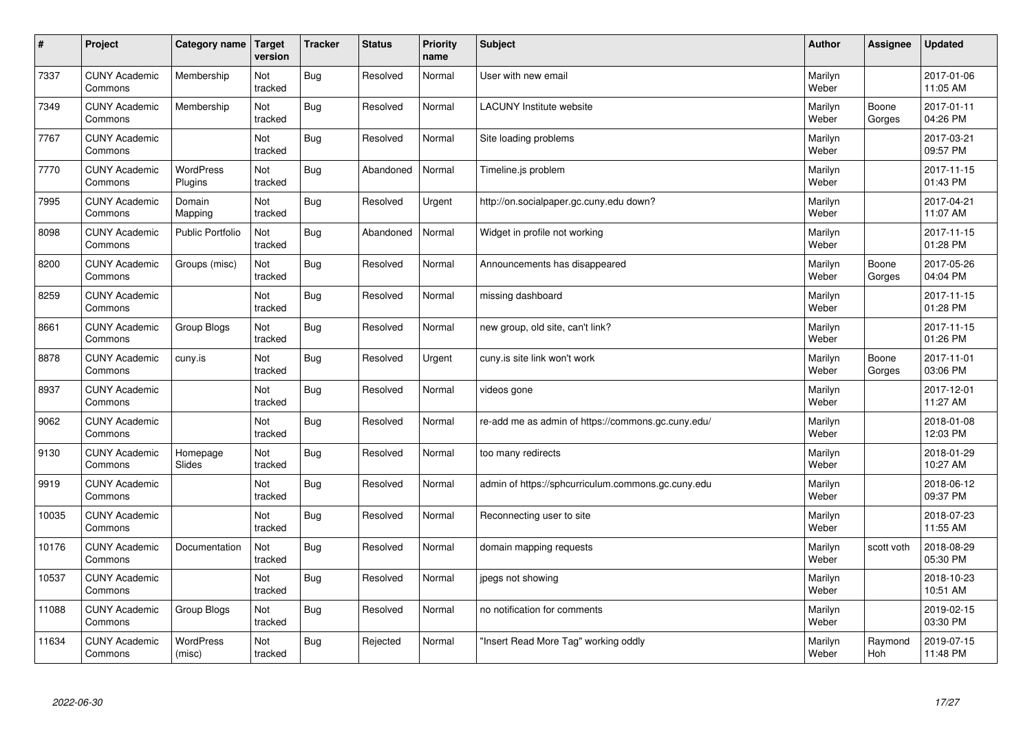| # | Project | Category name | Target version | Tracker | Status | Priority name | Subject | Author | Assignee | Updated |
|---|---|---|---|---|---|---|---|---|---|---|
| 7337 | CUNY Academic Commons | Membership | Not tracked | Bug | Resolved | Normal | User with new email | Marilyn Weber | | 2017-01-06 11:05 AM |
| 7349 | CUNY Academic Commons | Membership | Not tracked | Bug | Resolved | Normal | LACUNY Institute website | Marilyn Weber | Boone Gorges | 2017-01-11 04:26 PM |
| 7767 | CUNY Academic Commons | | Not tracked | Bug | Resolved | Normal | Site loading problems | Marilyn Weber | | 2017-03-21 09:57 PM |
| 7770 | CUNY Academic Commons | WordPress Plugins | Not tracked | Bug | Abandoned | Normal | Timeline.js problem | Marilyn Weber | | 2017-11-15 01:43 PM |
| 7995 | CUNY Academic Commons | Domain Mapping | Not tracked | Bug | Resolved | Urgent | http://on.socialpaper.gc.cuny.edu down? | Marilyn Weber | | 2017-04-21 11:07 AM |
| 8098 | CUNY Academic Commons | Public Portfolio | Not tracked | Bug | Abandoned | Normal | Widget in profile not working | Marilyn Weber | | 2017-11-15 01:28 PM |
| 8200 | CUNY Academic Commons | Groups (misc) | Not tracked | Bug | Resolved | Normal | Announcements has disappeared | Marilyn Weber | Boone Gorges | 2017-05-26 04:04 PM |
| 8259 | CUNY Academic Commons | | Not tracked | Bug | Resolved | Normal | missing dashboard | Marilyn Weber | | 2017-11-15 01:28 PM |
| 8661 | CUNY Academic Commons | Group Blogs | Not tracked | Bug | Resolved | Normal | new group, old site, can't link? | Marilyn Weber | | 2017-11-15 01:26 PM |
| 8878 | CUNY Academic Commons | cuny.is | Not tracked | Bug | Resolved | Urgent | cuny.is site link won't work | Marilyn Weber | Boone Gorges | 2017-11-01 03:06 PM |
| 8937 | CUNY Academic Commons | | Not tracked | Bug | Resolved | Normal | videos gone | Marilyn Weber | | 2017-12-01 11:27 AM |
| 9062 | CUNY Academic Commons | | Not tracked | Bug | Resolved | Normal | re-add me as admin of https://commons.gc.cuny.edu/ | Marilyn Weber | | 2018-01-08 12:03 PM |
| 9130 | CUNY Academic Commons | Homepage Slides | Not tracked | Bug | Resolved | Normal | too many redirects | Marilyn Weber | | 2018-01-29 10:27 AM |
| 9919 | CUNY Academic Commons | | Not tracked | Bug | Resolved | Normal | admin of https://sphcurriculum.commons.gc.cuny.edu | Marilyn Weber | | 2018-06-12 09:37 PM |
| 10035 | CUNY Academic Commons | | Not tracked | Bug | Resolved | Normal | Reconnecting user to site | Marilyn Weber | | 2018-07-23 11:55 AM |
| 10176 | CUNY Academic Commons | Documentation | Not tracked | Bug | Resolved | Normal | domain mapping requests | Marilyn Weber | scott voth | 2018-08-29 05:30 PM |
| 10537 | CUNY Academic Commons | | Not tracked | Bug | Resolved | Normal | jpegs not showing | Marilyn Weber | | 2018-10-23 10:51 AM |
| 11088 | CUNY Academic Commons | Group Blogs | Not tracked | Bug | Resolved | Normal | no notification for comments | Marilyn Weber | | 2019-02-15 03:30 PM |
| 11634 | CUNY Academic Commons | WordPress (misc) | Not tracked | Bug | Rejected | Normal | "Insert Read More Tag" working oddly | Marilyn Weber | Raymond Hoh | 2019-07-15 11:48 PM |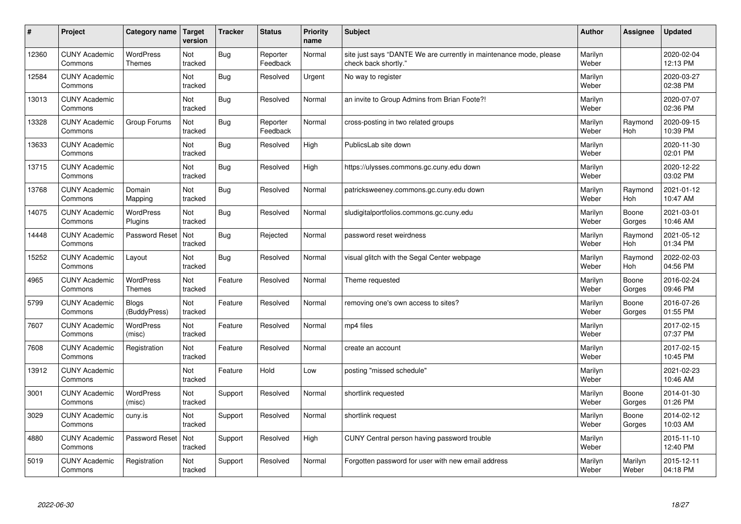| # | Project | Category name | Target version | Tracker | Status | Priority name | Subject | Author | Assignee | Updated |
|---|---|---|---|---|---|---|---|---|---|---|
| 12360 | CUNY Academic Commons | WordPress Themes | Not tracked | Bug | Reporter Feedback | Normal | site just says "DANTE We are currently in maintenance mode, please check back shortly." | Marilyn Weber | | 2020-02-04 12:13 PM |
| 12584 | CUNY Academic Commons | | Not tracked | Bug | Resolved | Urgent | No way to register | Marilyn Weber | | 2020-03-27 02:38 PM |
| 13013 | CUNY Academic Commons | | Not tracked | Bug | Resolved | Normal | an invite to Group Admins from Brian Foote?! | Marilyn Weber | | 2020-07-07 02:36 PM |
| 13328 | CUNY Academic Commons | Group Forums | Not tracked | Bug | Reporter Feedback | Normal | cross-posting in two related groups | Marilyn Weber | Raymond Hoh | 2020-09-15 10:39 PM |
| 13633 | CUNY Academic Commons | | Not tracked | Bug | Resolved | High | PublicsLab site down | Marilyn Weber | | 2020-11-30 02:01 PM |
| 13715 | CUNY Academic Commons | | Not tracked | Bug | Resolved | High | https://ulysses.commons.gc.cuny.edu down | Marilyn Weber | | 2020-12-22 03:02 PM |
| 13768 | CUNY Academic Commons | Domain Mapping | Not tracked | Bug | Resolved | Normal | patricksweeney.commons.gc.cuny.edu down | Marilyn Weber | Raymond Hoh | 2021-01-12 10:47 AM |
| 14075 | CUNY Academic Commons | WordPress Plugins | Not tracked | Bug | Resolved | Normal | sludigitalportfolios.commons.gc.cuny.edu | Marilyn Weber | Boone Gorges | 2021-03-01 10:46 AM |
| 14448 | CUNY Academic Commons | Password Reset | Not tracked | Bug | Rejected | Normal | password reset weirdness | Marilyn Weber | Raymond Hoh | 2021-05-12 01:34 PM |
| 15252 | CUNY Academic Commons | Layout | Not tracked | Bug | Resolved | Normal | visual glitch with the Segal Center webpage | Marilyn Weber | Raymond Hoh | 2022-02-03 04:56 PM |
| 4965 | CUNY Academic Commons | WordPress Themes | Not tracked | Feature | Resolved | Normal | Theme requested | Marilyn Weber | Boone Gorges | 2016-02-24 09:46 PM |
| 5799 | CUNY Academic Commons | Blogs (BuddyPress) | Not tracked | Feature | Resolved | Normal | removing one's own access to sites? | Marilyn Weber | Boone Gorges | 2016-07-26 01:55 PM |
| 7607 | CUNY Academic Commons | WordPress (misc) | Not tracked | Feature | Resolved | Normal | mp4 files | Marilyn Weber | | 2017-02-15 07:37 PM |
| 7608 | CUNY Academic Commons | Registration | Not tracked | Feature | Resolved | Normal | create an account | Marilyn Weber | | 2017-02-15 10:45 PM |
| 13912 | CUNY Academic Commons | | Not tracked | Feature | Hold | Low | posting "missed schedule" | Marilyn Weber | | 2021-02-23 10:46 AM |
| 3001 | CUNY Academic Commons | WordPress (misc) | Not tracked | Support | Resolved | Normal | shortlink requested | Marilyn Weber | Boone Gorges | 2014-01-30 01:26 PM |
| 3029 | CUNY Academic Commons | cuny.is | Not tracked | Support | Resolved | Normal | shortlink request | Marilyn Weber | Boone Gorges | 2014-02-12 10:03 AM |
| 4880 | CUNY Academic Commons | Password Reset | Not tracked | Support | Resolved | High | CUNY Central person having password trouble | Marilyn Weber | | 2015-11-10 12:40 PM |
| 5019 | CUNY Academic Commons | Registration | Not tracked | Support | Resolved | Normal | Forgotten password for user with new email address | Marilyn Weber | Marilyn Weber | 2015-12-11 04:18 PM |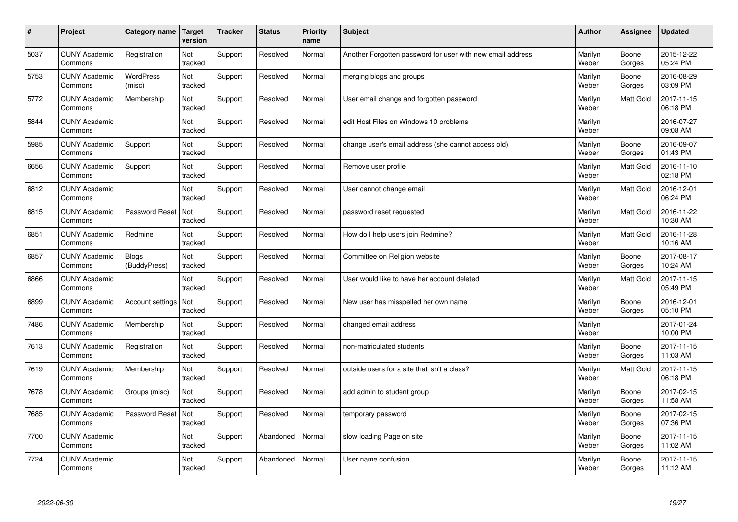| # | Project | Category name | Target version | Tracker | Status | Priority name | Subject | Author | Assignee | Updated |
|---|---|---|---|---|---|---|---|---|---|---|
| 5037 | CUNY Academic Commons | Registration | Not tracked | Support | Resolved | Normal | Another Forgotten password for user with new email address | Marilyn Weber | Boone Gorges | 2015-12-22 05:24 PM |
| 5753 | CUNY Academic Commons | WordPress (misc) | Not tracked | Support | Resolved | Normal | merging blogs and groups | Marilyn Weber | Boone Gorges | 2016-08-29 03:09 PM |
| 5772 | CUNY Academic Commons | Membership | Not tracked | Support | Resolved | Normal | User email change and forgotten password | Marilyn Weber | Matt Gold | 2017-11-15 06:18 PM |
| 5844 | CUNY Academic Commons | | Not tracked | Support | Resolved | Normal | edit Host Files on Windows 10 problems | Marilyn Weber | | 2016-07-27 09:08 AM |
| 5985 | CUNY Academic Commons | Support | Not tracked | Support | Resolved | Normal | change user's email address (she cannot access old) | Marilyn Weber | Boone Gorges | 2016-09-07 01:43 PM |
| 6656 | CUNY Academic Commons | Support | Not tracked | Support | Resolved | Normal | Remove user profile | Marilyn Weber | Matt Gold | 2016-11-10 02:18 PM |
| 6812 | CUNY Academic Commons | | Not tracked | Support | Resolved | Normal | User cannot change email | Marilyn Weber | Matt Gold | 2016-12-01 06:24 PM |
| 6815 | CUNY Academic Commons | Password Reset | Not tracked | Support | Resolved | Normal | password reset requested | Marilyn Weber | Matt Gold | 2016-11-22 10:30 AM |
| 6851 | CUNY Academic Commons | Redmine | Not tracked | Support | Resolved | Normal | How do I help users join Redmine? | Marilyn Weber | Matt Gold | 2016-11-28 10:16 AM |
| 6857 | CUNY Academic Commons | Blogs (BuddyPress) | Not tracked | Support | Resolved | Normal | Committee on Religion website | Marilyn Weber | Boone Gorges | 2017-08-17 10:24 AM |
| 6866 | CUNY Academic Commons | | Not tracked | Support | Resolved | Normal | User would like to have her account deleted | Marilyn Weber | Matt Gold | 2017-11-15 05:49 PM |
| 6899 | CUNY Academic Commons | Account settings | Not tracked | Support | Resolved | Normal | New user has misspelled her own name | Marilyn Weber | Boone Gorges | 2016-12-01 05:10 PM |
| 7486 | CUNY Academic Commons | Membership | Not tracked | Support | Resolved | Normal | changed email address | Marilyn Weber | | 2017-01-24 10:00 PM |
| 7613 | CUNY Academic Commons | Registration | Not tracked | Support | Resolved | Normal | non-matriculated students | Marilyn Weber | Boone Gorges | 2017-11-15 11:03 AM |
| 7619 | CUNY Academic Commons | Membership | Not tracked | Support | Resolved | Normal | outside users for a site that isn't a class? | Marilyn Weber | Matt Gold | 2017-11-15 06:18 PM |
| 7678 | CUNY Academic Commons | Groups (misc) | Not tracked | Support | Resolved | Normal | add admin to student group | Marilyn Weber | Boone Gorges | 2017-02-15 11:58 AM |
| 7685 | CUNY Academic Commons | Password Reset | Not tracked | Support | Resolved | Normal | temporary password | Marilyn Weber | Boone Gorges | 2017-02-15 07:36 PM |
| 7700 | CUNY Academic Commons | | Not tracked | Support | Abandoned | Normal | slow loading Page on site | Marilyn Weber | Boone Gorges | 2017-11-15 11:02 AM |
| 7724 | CUNY Academic Commons | | Not tracked | Support | Abandoned | Normal | User name confusion | Marilyn Weber | Boone Gorges | 2017-11-15 11:12 AM |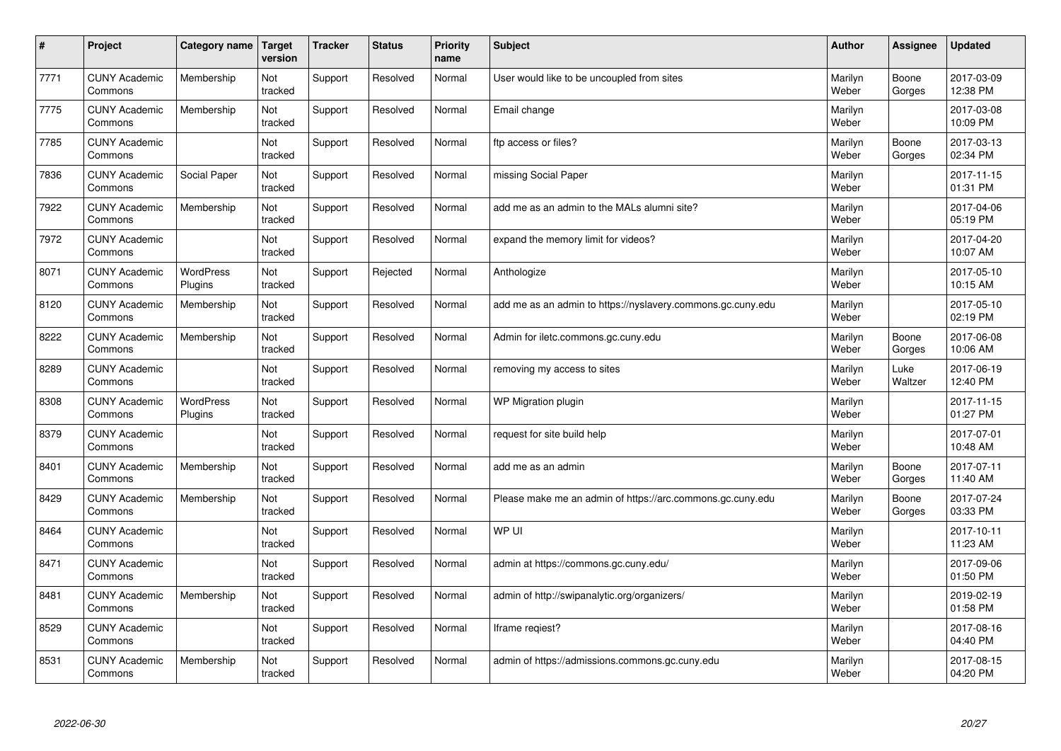| # | Project | Category name | Target version | Tracker | Status | Priority name | Subject | Author | Assignee | Updated |
|---|---|---|---|---|---|---|---|---|---|---|
| 7771 | CUNY Academic Commons | Membership | Not tracked | Support | Resolved | Normal | User would like to be uncoupled from sites | Marilyn Weber | Boone Gorges | 2017-03-09 12:38 PM |
| 7775 | CUNY Academic Commons | Membership | Not tracked | Support | Resolved | Normal | Email change | Marilyn Weber | | 2017-03-08 10:09 PM |
| 7785 | CUNY Academic Commons | | Not tracked | Support | Resolved | Normal | ftp access or files? | Marilyn Weber | Boone Gorges | 2017-03-13 02:34 PM |
| 7836 | CUNY Academic Commons | Social Paper | Not tracked | Support | Resolved | Normal | missing Social Paper | Marilyn Weber | | 2017-11-15 01:31 PM |
| 7922 | CUNY Academic Commons | Membership | Not tracked | Support | Resolved | Normal | add me as an admin to the MALs alumni site? | Marilyn Weber | | 2017-04-06 05:19 PM |
| 7972 | CUNY Academic Commons | | Not tracked | Support | Resolved | Normal | expand the memory limit for videos? | Marilyn Weber | | 2017-04-20 10:07 AM |
| 8071 | CUNY Academic Commons | WordPress Plugins | Not tracked | Support | Rejected | Normal | Anthologize | Marilyn Weber | | 2017-05-10 10:15 AM |
| 8120 | CUNY Academic Commons | Membership | Not tracked | Support | Resolved | Normal | add me as an admin to https://nyslavery.commons.gc.cuny.edu | Marilyn Weber | | 2017-05-10 02:19 PM |
| 8222 | CUNY Academic Commons | Membership | Not tracked | Support | Resolved | Normal | Admin for iletc.commons.gc.cuny.edu | Marilyn Weber | Boone Gorges | 2017-06-08 10:06 AM |
| 8289 | CUNY Academic Commons | | Not tracked | Support | Resolved | Normal | removing my access to sites | Marilyn Weber | Luke Waltzer | 2017-06-19 12:40 PM |
| 8308 | CUNY Academic Commons | WordPress Plugins | Not tracked | Support | Resolved | Normal | WP Migration plugin | Marilyn Weber | | 2017-11-15 01:27 PM |
| 8379 | CUNY Academic Commons | | Not tracked | Support | Resolved | Normal | request for site build help | Marilyn Weber | | 2017-07-01 10:48 AM |
| 8401 | CUNY Academic Commons | Membership | Not tracked | Support | Resolved | Normal | add me as an admin | Marilyn Weber | Boone Gorges | 2017-07-11 11:40 AM |
| 8429 | CUNY Academic Commons | Membership | Not tracked | Support | Resolved | Normal | Please make me an admin of https://arc.commons.gc.cuny.edu | Marilyn Weber | Boone Gorges | 2017-07-24 03:33 PM |
| 8464 | CUNY Academic Commons | | Not tracked | Support | Resolved | Normal | WP UI | Marilyn Weber | | 2017-10-11 11:23 AM |
| 8471 | CUNY Academic Commons | | Not tracked | Support | Resolved | Normal | admin at https://commons.gc.cuny.edu/ | Marilyn Weber | | 2017-09-06 01:50 PM |
| 8481 | CUNY Academic Commons | Membership | Not tracked | Support | Resolved | Normal | admin of http://swipanalytic.org/organizers/ | Marilyn Weber | | 2019-02-19 01:58 PM |
| 8529 | CUNY Academic Commons | | Not tracked | Support | Resolved | Normal | Iframe reqiest? | Marilyn Weber | | 2017-08-16 04:40 PM |
| 8531 | CUNY Academic Commons | Membership | Not tracked | Support | Resolved | Normal | admin of https://admissions.commons.gc.cuny.edu | Marilyn Weber | | 2017-08-15 04:20 PM |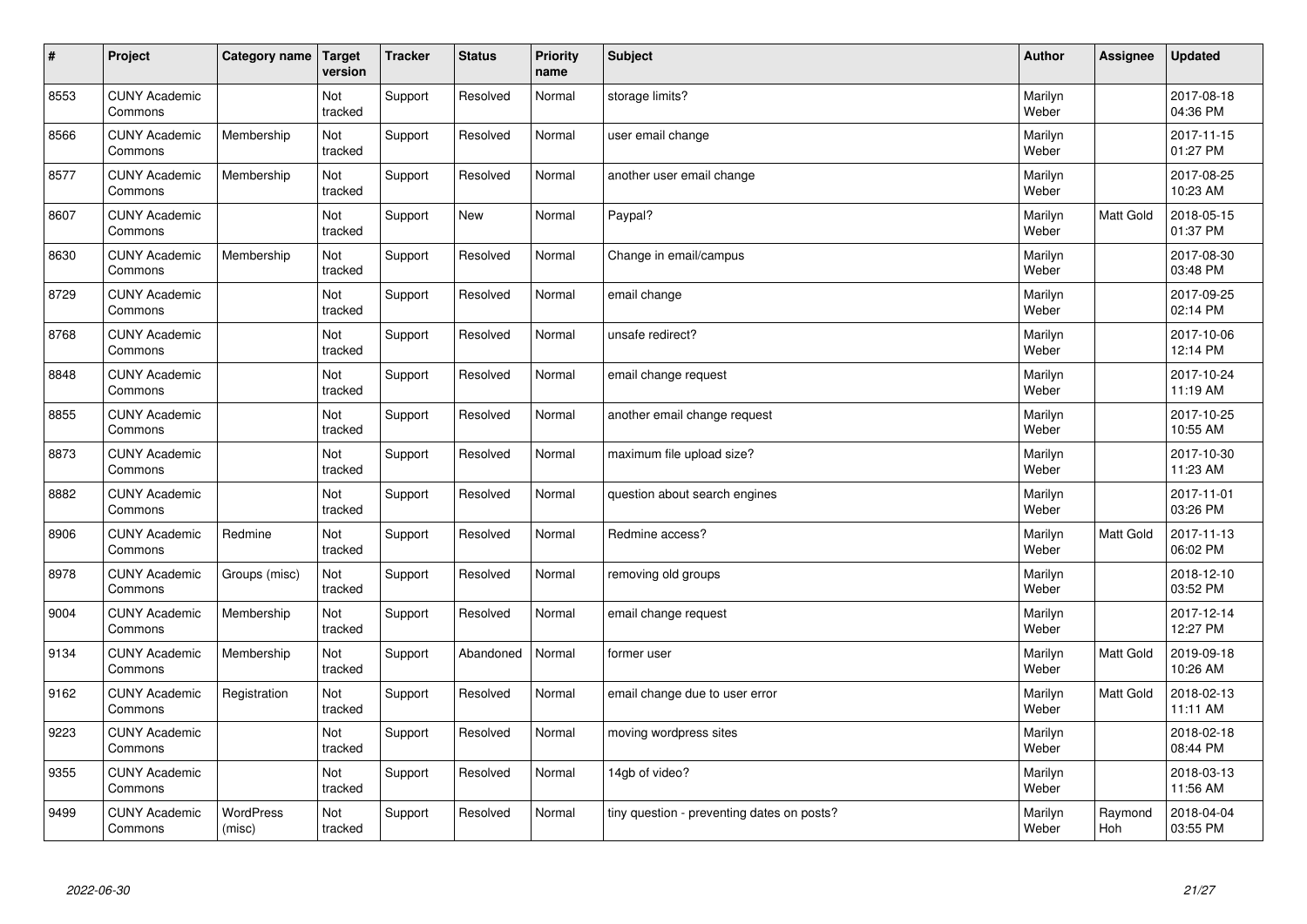| # | Project | Category name | Target version | Tracker | Status | Priority name | Subject | Author | Assignee | Updated |
|---|---|---|---|---|---|---|---|---|---|---|
| 8553 | CUNY Academic Commons | | Not tracked | Support | Resolved | Normal | storage limits? | Marilyn Weber | | 2017-08-18 04:36 PM |
| 8566 | CUNY Academic Commons | Membership | Not tracked | Support | Resolved | Normal | user email change | Marilyn Weber | | 2017-11-15 01:27 PM |
| 8577 | CUNY Academic Commons | Membership | Not tracked | Support | Resolved | Normal | another user email change | Marilyn Weber | | 2017-08-25 10:23 AM |
| 8607 | CUNY Academic Commons | | Not tracked | Support | New | Normal | Paypal? | Marilyn Weber | Matt Gold | 2018-05-15 01:37 PM |
| 8630 | CUNY Academic Commons | Membership | Not tracked | Support | Resolved | Normal | Change in email/campus | Marilyn Weber | | 2017-08-30 03:48 PM |
| 8729 | CUNY Academic Commons | | Not tracked | Support | Resolved | Normal | email change | Marilyn Weber | | 2017-09-25 02:14 PM |
| 8768 | CUNY Academic Commons | | Not tracked | Support | Resolved | Normal | unsafe redirect? | Marilyn Weber | | 2017-10-06 12:14 PM |
| 8848 | CUNY Academic Commons | | Not tracked | Support | Resolved | Normal | email change request | Marilyn Weber | | 2017-10-24 11:19 AM |
| 8855 | CUNY Academic Commons | | Not tracked | Support | Resolved | Normal | another email change request | Marilyn Weber | | 2017-10-25 10:55 AM |
| 8873 | CUNY Academic Commons | | Not tracked | Support | Resolved | Normal | maximum file upload size? | Marilyn Weber | | 2017-10-30 11:23 AM |
| 8882 | CUNY Academic Commons | | Not tracked | Support | Resolved | Normal | question about search engines | Marilyn Weber | | 2017-11-01 03:26 PM |
| 8906 | CUNY Academic Commons | Redmine | Not tracked | Support | Resolved | Normal | Redmine access? | Marilyn Weber | Matt Gold | 2017-11-13 06:02 PM |
| 8978 | CUNY Academic Commons | Groups (misc) | Not tracked | Support | Resolved | Normal | removing old groups | Marilyn Weber | | 2018-12-10 03:52 PM |
| 9004 | CUNY Academic Commons | Membership | Not tracked | Support | Resolved | Normal | email change request | Marilyn Weber | | 2017-12-14 12:27 PM |
| 9134 | CUNY Academic Commons | Membership | Not tracked | Support | Abandoned | Normal | former user | Marilyn Weber | Matt Gold | 2019-09-18 10:26 AM |
| 9162 | CUNY Academic Commons | Registration | Not tracked | Support | Resolved | Normal | email change due to user error | Marilyn Weber | Matt Gold | 2018-02-13 11:11 AM |
| 9223 | CUNY Academic Commons | | Not tracked | Support | Resolved | Normal | moving wordpress sites | Marilyn Weber | | 2018-02-18 08:44 PM |
| 9355 | CUNY Academic Commons | | Not tracked | Support | Resolved | Normal | 14gb of video? | Marilyn Weber | | 2018-03-13 11:56 AM |
| 9499 | CUNY Academic Commons | WordPress (misc) | Not tracked | Support | Resolved | Normal | tiny question - preventing dates on posts? | Marilyn Weber | Raymond Hoh | 2018-04-04 03:55 PM |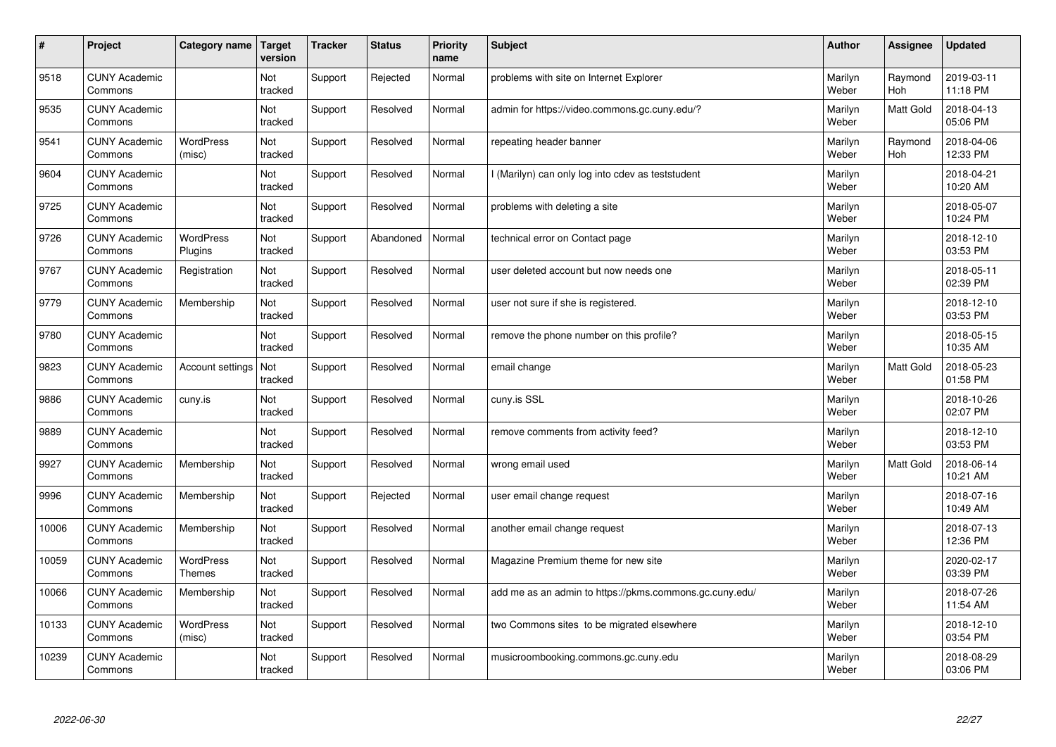| # | Project | Category name | Target version | Tracker | Status | Priority name | Subject | Author | Assignee | Updated |
|---|---|---|---|---|---|---|---|---|---|---|
| 9518 | CUNY Academic Commons | | Not tracked | Support | Rejected | Normal | problems with site on Internet Explorer | Marilyn Weber | Raymond Hoh | 2019-03-11 11:18 PM |
| 9535 | CUNY Academic Commons | | Not tracked | Support | Resolved | Normal | admin for https://video.commons.gc.cuny.edu/? | Marilyn Weber | Matt Gold | 2018-04-13 05:06 PM |
| 9541 | CUNY Academic Commons | WordPress (misc) | Not tracked | Support | Resolved | Normal | repeating header banner | Marilyn Weber | Raymond Hoh | 2018-04-06 12:33 PM |
| 9604 | CUNY Academic Commons | | Not tracked | Support | Resolved | Normal | I (Marilyn) can only log into cdev as teststudent | Marilyn Weber | | 2018-04-21 10:20 AM |
| 9725 | CUNY Academic Commons | | Not tracked | Support | Resolved | Normal | problems with deleting a site | Marilyn Weber | | 2018-05-07 10:24 PM |
| 9726 | CUNY Academic Commons | WordPress Plugins | Not tracked | Support | Abandoned | Normal | technical error on Contact page | Marilyn Weber | | 2018-12-10 03:53 PM |
| 9767 | CUNY Academic Commons | Registration | Not tracked | Support | Resolved | Normal | user deleted account but now needs one | Marilyn Weber | | 2018-05-11 02:39 PM |
| 9779 | CUNY Academic Commons | Membership | Not tracked | Support | Resolved | Normal | user not sure if she is registered. | Marilyn Weber | | 2018-12-10 03:53 PM |
| 9780 | CUNY Academic Commons | | Not tracked | Support | Resolved | Normal | remove the phone number on this profile? | Marilyn Weber | | 2018-05-15 10:35 AM |
| 9823 | CUNY Academic Commons | Account settings | Not tracked | Support | Resolved | Normal | email change | Marilyn Weber | Matt Gold | 2018-05-23 01:58 PM |
| 9886 | CUNY Academic Commons | cuny.is | Not tracked | Support | Resolved | Normal | cuny.is SSL | Marilyn Weber | | 2018-10-26 02:07 PM |
| 9889 | CUNY Academic Commons | | Not tracked | Support | Resolved | Normal | remove comments from activity feed? | Marilyn Weber | | 2018-12-10 03:53 PM |
| 9927 | CUNY Academic Commons | Membership | Not tracked | Support | Resolved | Normal | wrong email used | Marilyn Weber | Matt Gold | 2018-06-14 10:21 AM |
| 9996 | CUNY Academic Commons | Membership | Not tracked | Support | Rejected | Normal | user email change request | Marilyn Weber | | 2018-07-16 10:49 AM |
| 10006 | CUNY Academic Commons | Membership | Not tracked | Support | Resolved | Normal | another email change request | Marilyn Weber | | 2018-07-13 12:36 PM |
| 10059 | CUNY Academic Commons | WordPress Themes | Not tracked | Support | Resolved | Normal | Magazine Premium theme for new site | Marilyn Weber | | 2020-02-17 03:39 PM |
| 10066 | CUNY Academic Commons | Membership | Not tracked | Support | Resolved | Normal | add me as an admin to https://pkms.commons.gc.cuny.edu/ | Marilyn Weber | | 2018-07-26 11:54 AM |
| 10133 | CUNY Academic Commons | WordPress (misc) | Not tracked | Support | Resolved | Normal | two Commons sites to be migrated elsewhere | Marilyn Weber | | 2018-12-10 03:54 PM |
| 10239 | CUNY Academic Commons | | Not tracked | Support | Resolved | Normal | musicroombooking.commons.gc.cuny.edu | Marilyn Weber | | 2018-08-29 03:06 PM |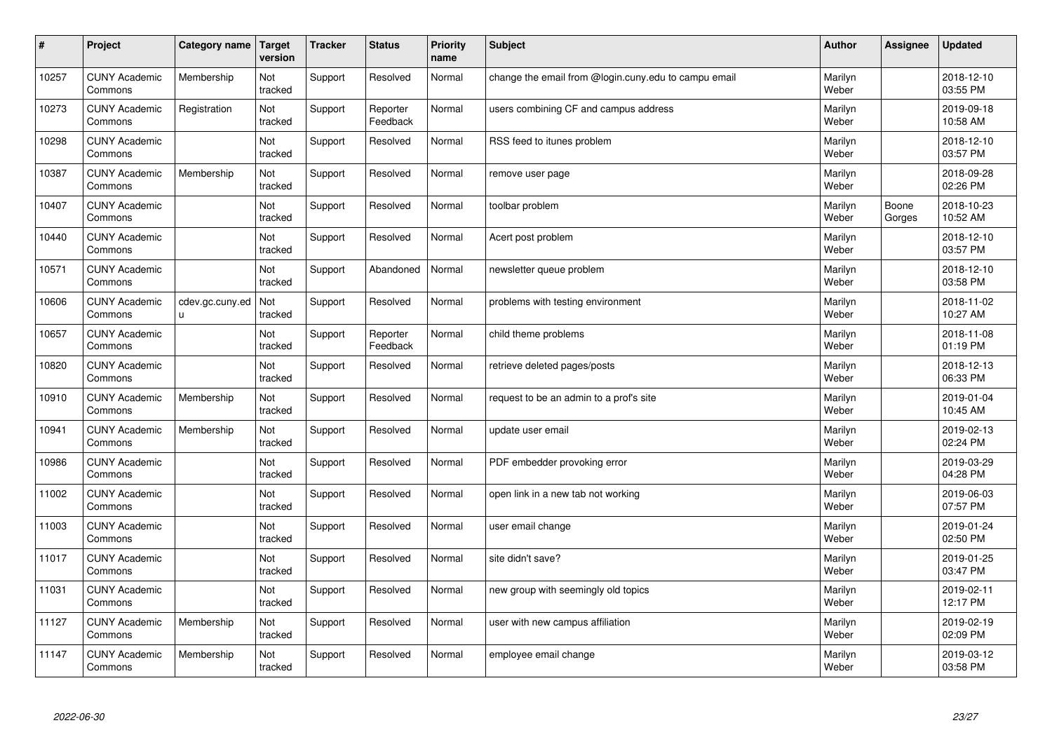| # | Project | Category name | Target version | Tracker | Status | Priority name | Subject | Author | Assignee | Updated |
|---|---|---|---|---|---|---|---|---|---|---|
| 10257 | CUNY Academic Commons | Membership | Not tracked | Support | Resolved | Normal | change the email from @login.cuny.edu to campu email | Marilyn Weber | | 2018-12-10 03:55 PM |
| 10273 | CUNY Academic Commons | Registration | Not tracked | Support | Reporter Feedback | Normal | users combining CF and campus address | Marilyn Weber | | 2019-09-18 10:58 AM |
| 10298 | CUNY Academic Commons | | Not tracked | Support | Resolved | Normal | RSS feed to itunes problem | Marilyn Weber | | 2018-12-10 03:57 PM |
| 10387 | CUNY Academic Commons | Membership | Not tracked | Support | Resolved | Normal | remove user page | Marilyn Weber | | 2018-09-28 02:26 PM |
| 10407 | CUNY Academic Commons | | Not tracked | Support | Resolved | Normal | toolbar problem | Marilyn Weber | Boone Gorges | 2018-10-23 10:52 AM |
| 10440 | CUNY Academic Commons | | Not tracked | Support | Resolved | Normal | Acert post problem | Marilyn Weber | | 2018-12-10 03:57 PM |
| 10571 | CUNY Academic Commons | | Not tracked | Support | Abandoned | Normal | newsletter queue problem | Marilyn Weber | | 2018-12-10 03:58 PM |
| 10606 | CUNY Academic Commons | cdev.gc.cuny.edu | Not tracked | Support | Resolved | Normal | problems with testing environment | Marilyn Weber | | 2018-11-02 10:27 AM |
| 10657 | CUNY Academic Commons | | Not tracked | Support | Reporter Feedback | Normal | child theme problems | Marilyn Weber | | 2018-11-08 01:19 PM |
| 10820 | CUNY Academic Commons | | Not tracked | Support | Resolved | Normal | retrieve deleted pages/posts | Marilyn Weber | | 2018-12-13 06:33 PM |
| 10910 | CUNY Academic Commons | Membership | Not tracked | Support | Resolved | Normal | request to be an admin to a prof's site | Marilyn Weber | | 2019-01-04 10:45 AM |
| 10941 | CUNY Academic Commons | Membership | Not tracked | Support | Resolved | Normal | update user email | Marilyn Weber | | 2019-02-13 02:24 PM |
| 10986 | CUNY Academic Commons | | Not tracked | Support | Resolved | Normal | PDF embedder provoking error | Marilyn Weber | | 2019-03-29 04:28 PM |
| 11002 | CUNY Academic Commons | | Not tracked | Support | Resolved | Normal | open link in a new tab not working | Marilyn Weber | | 2019-06-03 07:57 PM |
| 11003 | CUNY Academic Commons | | Not tracked | Support | Resolved | Normal | user email change | Marilyn Weber | | 2019-01-24 02:50 PM |
| 11017 | CUNY Academic Commons | | Not tracked | Support | Resolved | Normal | site didn't save? | Marilyn Weber | | 2019-01-25 03:47 PM |
| 11031 | CUNY Academic Commons | | Not tracked | Support | Resolved | Normal | new group with seemingly old topics | Marilyn Weber | | 2019-02-11 12:17 PM |
| 11127 | CUNY Academic Commons | Membership | Not tracked | Support | Resolved | Normal | user with new campus affiliation | Marilyn Weber | | 2019-02-19 02:09 PM |
| 11147 | CUNY Academic Commons | Membership | Not tracked | Support | Resolved | Normal | employee email change | Marilyn Weber | | 2019-03-12 03:58 PM |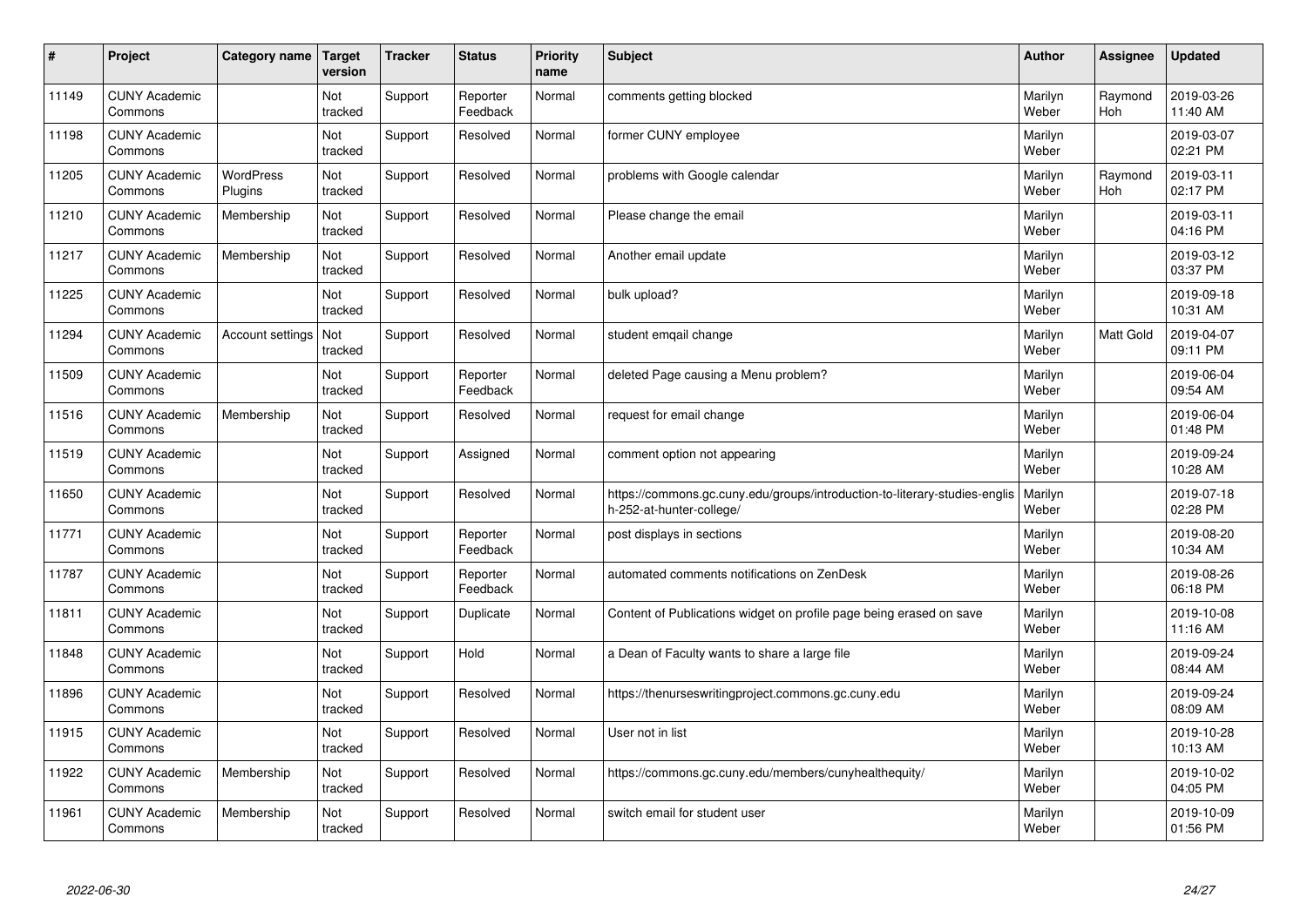| # | Project | Category name | Target version | Tracker | Status | Priority name | Subject | Author | Assignee | Updated |
|---|---|---|---|---|---|---|---|---|---|---|
| 11149 | CUNY Academic Commons | | Not tracked | Support | Reporter Feedback | Normal | comments getting blocked | Marilyn Weber | Raymond Hoh | 2019-03-26 11:40 AM |
| 11198 | CUNY Academic Commons | | Not tracked | Support | Resolved | Normal | former CUNY employee | Marilyn Weber | | 2019-03-07 02:21 PM |
| 11205 | CUNY Academic Commons | WordPress Plugins | Not tracked | Support | Resolved | Normal | problems with Google calendar | Marilyn Weber | Raymond Hoh | 2019-03-11 02:17 PM |
| 11210 | CUNY Academic Commons | Membership | Not tracked | Support | Resolved | Normal | Please change the email | Marilyn Weber | | 2019-03-11 04:16 PM |
| 11217 | CUNY Academic Commons | Membership | Not tracked | Support | Resolved | Normal | Another email update | Marilyn Weber | | 2019-03-12 03:37 PM |
| 11225 | CUNY Academic Commons | | Not tracked | Support | Resolved | Normal | bulk upload? | Marilyn Weber | | 2019-09-18 10:31 AM |
| 11294 | CUNY Academic Commons | Account settings | Not tracked | Support | Resolved | Normal | student emqail change | Marilyn Weber | Matt Gold | 2019-04-07 09:11 PM |
| 11509 | CUNY Academic Commons | | Not tracked | Support | Reporter Feedback | Normal | deleted Page causing a Menu problem? | Marilyn Weber | | 2019-06-04 09:54 AM |
| 11516 | CUNY Academic Commons | Membership | Not tracked | Support | Resolved | Normal | request for email change | Marilyn Weber | | 2019-06-04 01:48 PM |
| 11519 | CUNY Academic Commons | | Not tracked | Support | Assigned | Normal | comment option not appearing | Marilyn Weber | | 2019-09-24 10:28 AM |
| 11650 | CUNY Academic Commons | | Not tracked | Support | Resolved | Normal | https://commons.gc.cuny.edu/groups/introduction-to-literary-studies-english-252-at-hunter-college/ | Marilyn Weber | | 2019-07-18 02:28 PM |
| 11771 | CUNY Academic Commons | | Not tracked | Support | Reporter Feedback | Normal | post displays in sections | Marilyn Weber | | 2019-08-20 10:34 AM |
| 11787 | CUNY Academic Commons | | Not tracked | Support | Reporter Feedback | Normal | automated comments notifications on ZenDesk | Marilyn Weber | | 2019-08-26 06:18 PM |
| 11811 | CUNY Academic Commons | | Not tracked | Support | Duplicate | Normal | Content of Publications widget on profile page being erased on save | Marilyn Weber | | 2019-10-08 11:16 AM |
| 11848 | CUNY Academic Commons | | Not tracked | Support | Hold | Normal | a Dean of Faculty wants to share a large file | Marilyn Weber | | 2019-09-24 08:44 AM |
| 11896 | CUNY Academic Commons | | Not tracked | Support | Resolved | Normal | https://thenurseswritingproject.commons.gc.cuny.edu | Marilyn Weber | | 2019-09-24 08:09 AM |
| 11915 | CUNY Academic Commons | | Not tracked | Support | Resolved | Normal | User not in list | Marilyn Weber | | 2019-10-28 10:13 AM |
| 11922 | CUNY Academic Commons | Membership | Not tracked | Support | Resolved | Normal | https://commons.gc.cuny.edu/members/cunyhealthequity/ | Marilyn Weber | | 2019-10-02 04:05 PM |
| 11961 | CUNY Academic Commons | Membership | Not tracked | Support | Resolved | Normal | switch email for student user | Marilyn Weber | | 2019-10-09 01:56 PM |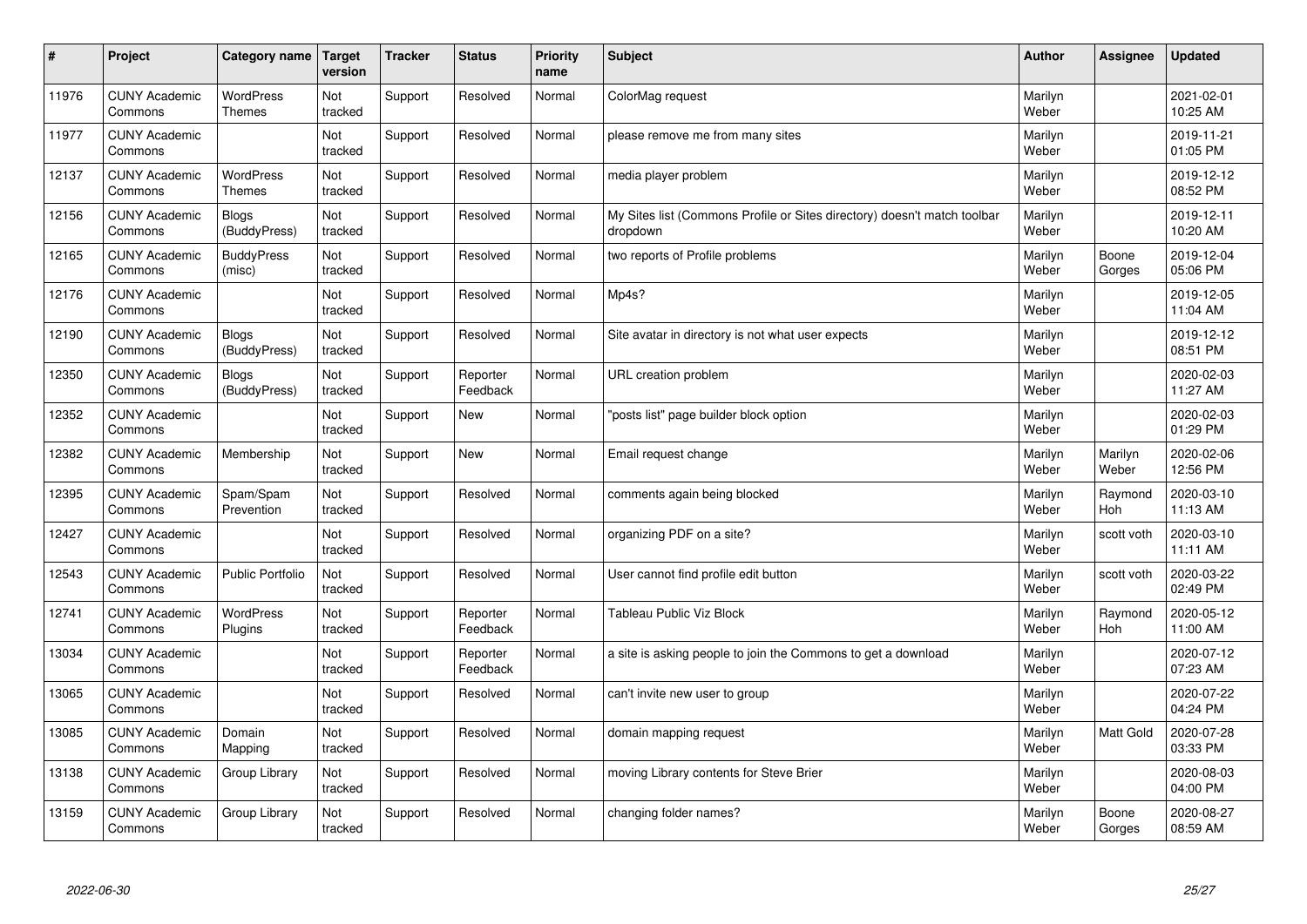| # | Project | Category name | Target version | Tracker | Status | Priority name | Subject | Author | Assignee | Updated |
|---|---|---|---|---|---|---|---|---|---|---|
| 11976 | CUNY Academic Commons | WordPress Themes | Not tracked | Support | Resolved | Normal | ColorMag request | Marilyn Weber | | 2021-02-01 10:25 AM |
| 11977 | CUNY Academic Commons | | Not tracked | Support | Resolved | Normal | please remove me from many sites | Marilyn Weber | | 2019-11-21 01:05 PM |
| 12137 | CUNY Academic Commons | WordPress Themes | Not tracked | Support | Resolved | Normal | media player problem | Marilyn Weber | | 2019-12-12 08:52 PM |
| 12156 | CUNY Academic Commons | Blogs (BuddyPress) | Not tracked | Support | Resolved | Normal | My Sites list (Commons Profile or Sites directory) doesn't match toolbar dropdown | Marilyn Weber | | 2019-12-11 10:20 AM |
| 12165 | CUNY Academic Commons | BuddyPress (misc) | Not tracked | Support | Resolved | Normal | two reports of Profile problems | Marilyn Weber | Boone Gorges | 2019-12-04 05:06 PM |
| 12176 | CUNY Academic Commons | | Not tracked | Support | Resolved | Normal | Mp4s? | Marilyn Weber | | 2019-12-05 11:04 AM |
| 12190 | CUNY Academic Commons | Blogs (BuddyPress) | Not tracked | Support | Resolved | Normal | Site avatar in directory is not what user expects | Marilyn Weber | | 2019-12-12 08:51 PM |
| 12350 | CUNY Academic Commons | Blogs (BuddyPress) | Not tracked | Support | Reporter Feedback | Normal | URL creation problem | Marilyn Weber | | 2020-02-03 11:27 AM |
| 12352 | CUNY Academic Commons | | Not tracked | Support | New | Normal | "posts list" page builder block option | Marilyn Weber | | 2020-02-03 01:29 PM |
| 12382 | CUNY Academic Commons | Membership | Not tracked | Support | New | Normal | Email request change | Marilyn Weber | Marilyn Weber | 2020-02-06 12:56 PM |
| 12395 | CUNY Academic Commons | Spam/Spam Prevention | Not tracked | Support | Resolved | Normal | comments again being blocked | Marilyn Weber | Raymond Hoh | 2020-03-10 11:13 AM |
| 12427 | CUNY Academic Commons | | Not tracked | Support | Resolved | Normal | organizing PDF on a site? | Marilyn Weber | scott voth | 2020-03-10 11:11 AM |
| 12543 | CUNY Academic Commons | Public Portfolio | Not tracked | Support | Resolved | Normal | User cannot find profile edit button | Marilyn Weber | scott voth | 2020-03-22 02:49 PM |
| 12741 | CUNY Academic Commons | WordPress Plugins | Not tracked | Support | Reporter Feedback | Normal | Tableau Public Viz Block | Marilyn Weber | Raymond Hoh | 2020-05-12 11:00 AM |
| 13034 | CUNY Academic Commons | | Not tracked | Support | Reporter Feedback | Normal | a site is asking people to join the Commons to get a download | Marilyn Weber | | 2020-07-12 07:23 AM |
| 13065 | CUNY Academic Commons | | Not tracked | Support | Resolved | Normal | can't invite new user to group | Marilyn Weber | | 2020-07-22 04:24 PM |
| 13085 | CUNY Academic Commons | Domain Mapping | Not tracked | Support | Resolved | Normal | domain mapping request | Marilyn Weber | Matt Gold | 2020-07-28 03:33 PM |
| 13138 | CUNY Academic Commons | Group Library | Not tracked | Support | Resolved | Normal | moving Library contents for Steve Brier | Marilyn Weber | | 2020-08-03 04:00 PM |
| 13159 | CUNY Academic Commons | Group Library | Not tracked | Support | Resolved | Normal | changing folder names? | Marilyn Weber | Boone Gorges | 2020-08-27 08:59 AM |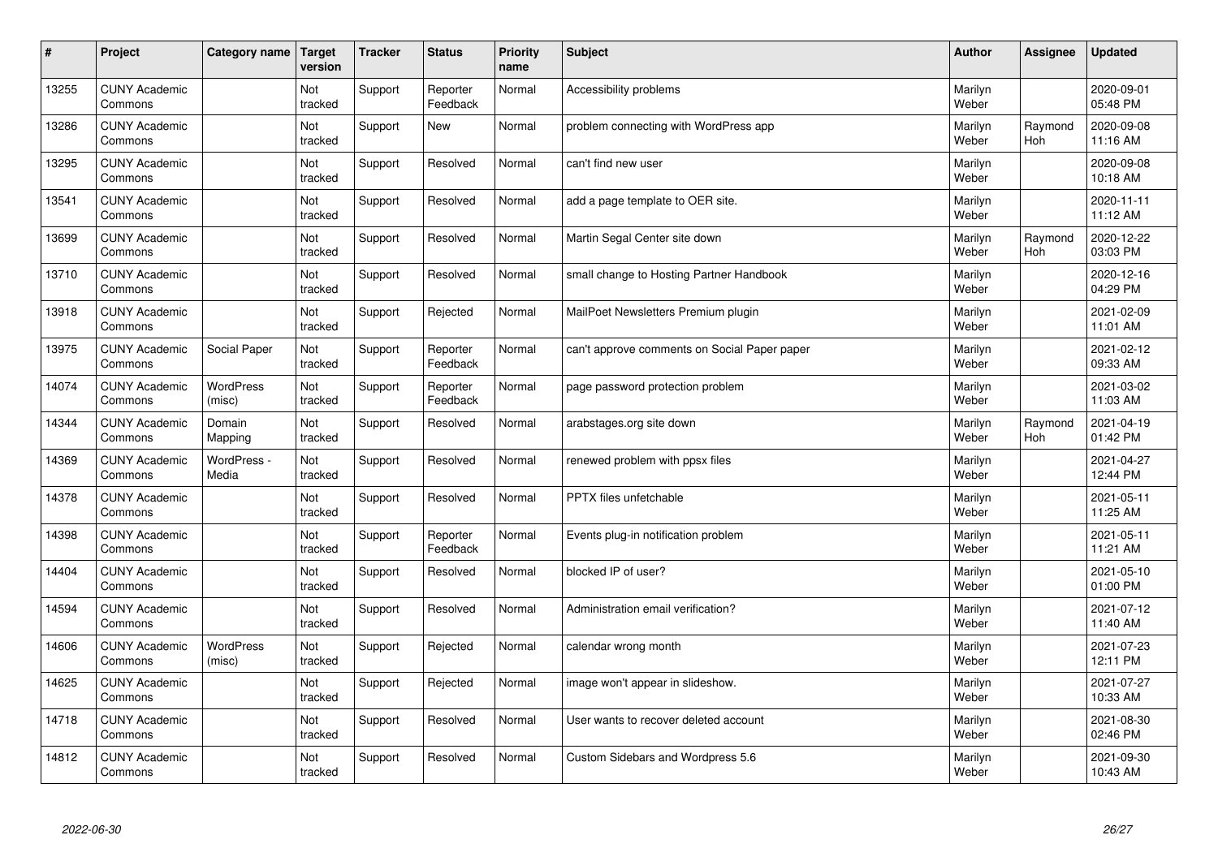| # | Project | Category name | Target version | Tracker | Status | Priority name | Subject | Author | Assignee | Updated |
|---|---|---|---|---|---|---|---|---|---|---|
| 13255 | CUNY Academic Commons | | Not tracked | Support | Reporter Feedback | Normal | Accessibility problems | Marilyn Weber | | 2020-09-01 05:48 PM |
| 13286 | CUNY Academic Commons | | Not tracked | Support | New | Normal | problem connecting with WordPress app | Marilyn Weber | Raymond Hoh | 2020-09-08 11:16 AM |
| 13295 | CUNY Academic Commons | | Not tracked | Support | Resolved | Normal | can't find new user | Marilyn Weber | | 2020-09-08 10:18 AM |
| 13541 | CUNY Academic Commons | | Not tracked | Support | Resolved | Normal | add a page template to OER site. | Marilyn Weber | | 2020-11-11 11:12 AM |
| 13699 | CUNY Academic Commons | | Not tracked | Support | Resolved | Normal | Martin Segal Center site down | Marilyn Weber | Raymond Hoh | 2020-12-22 03:03 PM |
| 13710 | CUNY Academic Commons | | Not tracked | Support | Resolved | Normal | small change to Hosting Partner Handbook | Marilyn Weber | | 2020-12-16 04:29 PM |
| 13918 | CUNY Academic Commons | | Not tracked | Support | Rejected | Normal | MailPoet Newsletters Premium plugin | Marilyn Weber | | 2021-02-09 11:01 AM |
| 13975 | CUNY Academic Commons | Social Paper | Not tracked | Support | Reporter Feedback | Normal | can't approve comments on Social Paper paper | Marilyn Weber | | 2021-02-12 09:33 AM |
| 14074 | CUNY Academic Commons | WordPress (misc) | Not tracked | Support | Reporter Feedback | Normal | page password protection problem | Marilyn Weber | | 2021-03-02 11:03 AM |
| 14344 | CUNY Academic Commons | Domain Mapping | Not tracked | Support | Resolved | Normal | arabstages.org site down | Marilyn Weber | Raymond Hoh | 2021-04-19 01:42 PM |
| 14369 | CUNY Academic Commons | WordPress - Media | Not tracked | Support | Resolved | Normal | renewed problem with ppsx files | Marilyn Weber | | 2021-04-27 12:44 PM |
| 14378 | CUNY Academic Commons | | Not tracked | Support | Resolved | Normal | PPTX files unfetchable | Marilyn Weber | | 2021-05-11 11:25 AM |
| 14398 | CUNY Academic Commons | | Not tracked | Support | Reporter Feedback | Normal | Events plug-in notification problem | Marilyn Weber | | 2021-05-11 11:21 AM |
| 14404 | CUNY Academic Commons | | Not tracked | Support | Resolved | Normal | blocked IP of user? | Marilyn Weber | | 2021-05-10 01:00 PM |
| 14594 | CUNY Academic Commons | | Not tracked | Support | Resolved | Normal | Administration email verification? | Marilyn Weber | | 2021-07-12 11:40 AM |
| 14606 | CUNY Academic Commons | WordPress (misc) | Not tracked | Support | Rejected | Normal | calendar wrong month | Marilyn Weber | | 2021-07-23 12:11 PM |
| 14625 | CUNY Academic Commons | | Not tracked | Support | Rejected | Normal | image won't appear in slideshow. | Marilyn Weber | | 2021-07-27 10:33 AM |
| 14718 | CUNY Academic Commons | | Not tracked | Support | Resolved | Normal | User wants to recover deleted account | Marilyn Weber | | 2021-08-30 02:46 PM |
| 14812 | CUNY Academic Commons | | Not tracked | Support | Resolved | Normal | Custom Sidebars and Wordpress 5.6 | Marilyn Weber | | 2021-09-30 10:43 AM |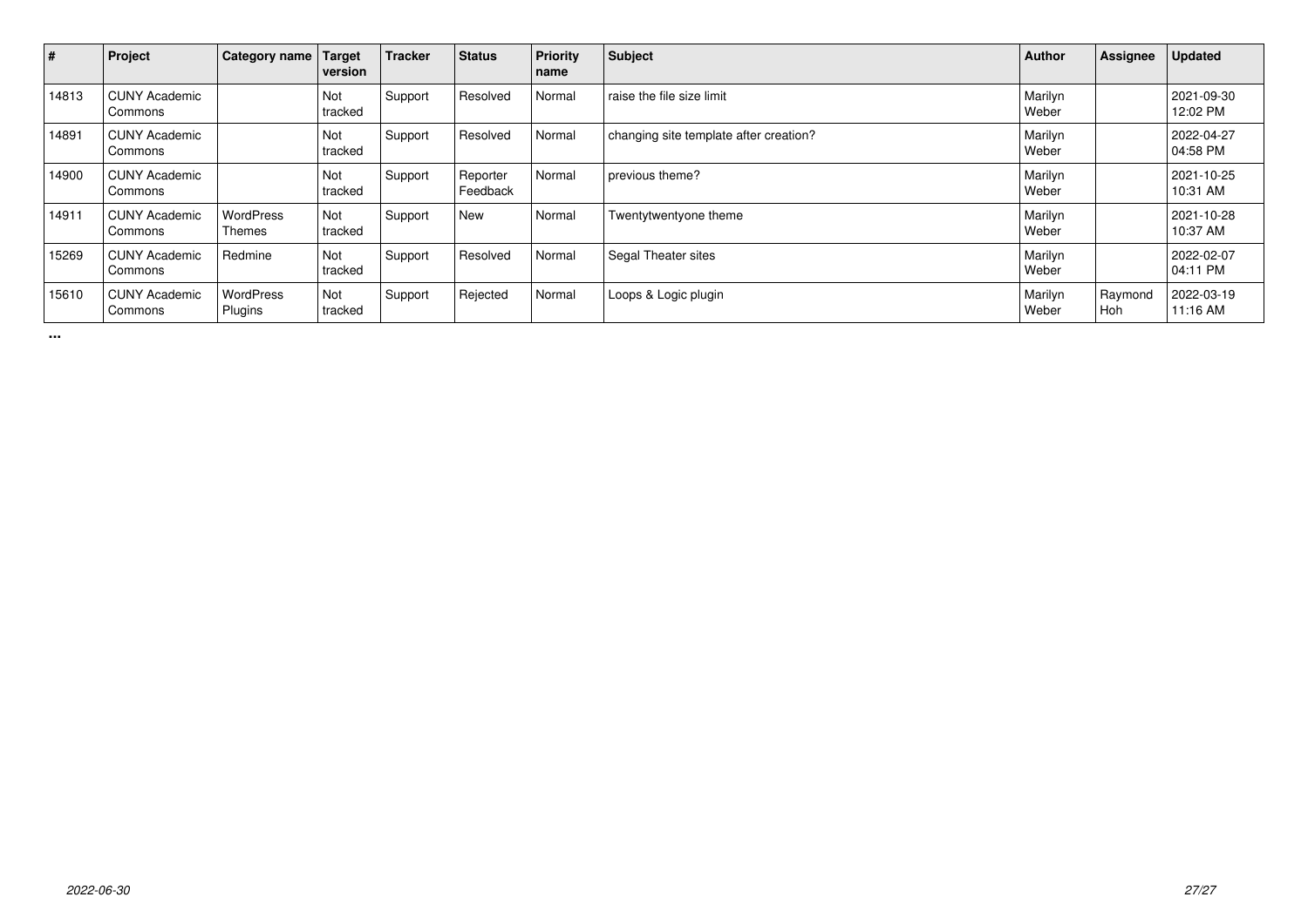| # | Project | Category name | Target version | Tracker | Status | Priority name | Subject | Author | Assignee | Updated |
|---|---|---|---|---|---|---|---|---|---|---|
| 14813 | CUNY Academic Commons | | Not tracked | Support | Resolved | Normal | raise the file size limit | Marilyn Weber | | 2021-09-30 12:02 PM |
| 14891 | CUNY Academic Commons | | Not tracked | Support | Resolved | Normal | changing site template after creation? | Marilyn Weber | | 2022-04-27 04:58 PM |
| 14900 | CUNY Academic Commons | | Not tracked | Support | Reporter Feedback | Normal | previous theme? | Marilyn Weber | | 2021-10-25 10:31 AM |
| 14911 | CUNY Academic Commons | WordPress Themes | Not tracked | Support | New | Normal | Twentytwentyone theme | Marilyn Weber | | 2021-10-28 10:37 AM |
| 15269 | CUNY Academic Commons | Redmine | Not tracked | Support | Resolved | Normal | Segal Theater sites | Marilyn Weber | | 2022-02-07 04:11 PM |
| 15610 | CUNY Academic Commons | WordPress Plugins | Not tracked | Support | Rejected | Normal | Loops & Logic plugin | Marilyn Weber | Raymond Hoh | 2022-03-19 11:16 AM |

...